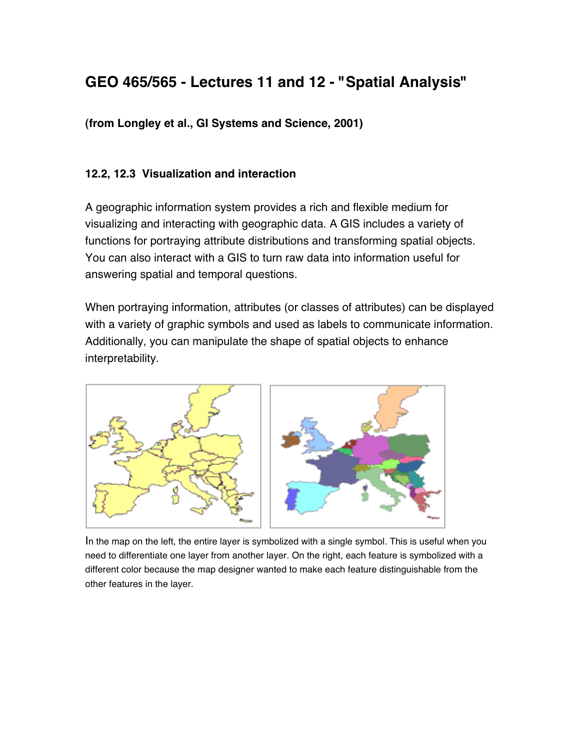# GEO 465/565 - Lectures 11 and 12 - "Spatial Analysis"

**(from Longley et al., GI Systems and Science, 2001)**

### 12.2, 12.3 Visualization and interaction

A geographic information system provides a rich and flexible medium for visualizing and interacting with geographic data. A GIS includes a variety of functions for portraying attribute distributions and transforming spatial objects. You can also interact with a GIS to turn raw data into information useful for answering spatial and temporal questions.

When portraying information, attributes (or classes of attributes) can be displayed with a variety of graphic symbols and used as labels to communicate information. Additionally, you can manipulate the shape of spatial objects to enhance interpretability.

In the map on the left, the entire layer is symbolized with a single symbol. This is useful when you need to differentiate one layer from another layer. On the right, each feature is symbolized with a different color because the map designer wanted to make each feature distinguishable from the other features in the layer.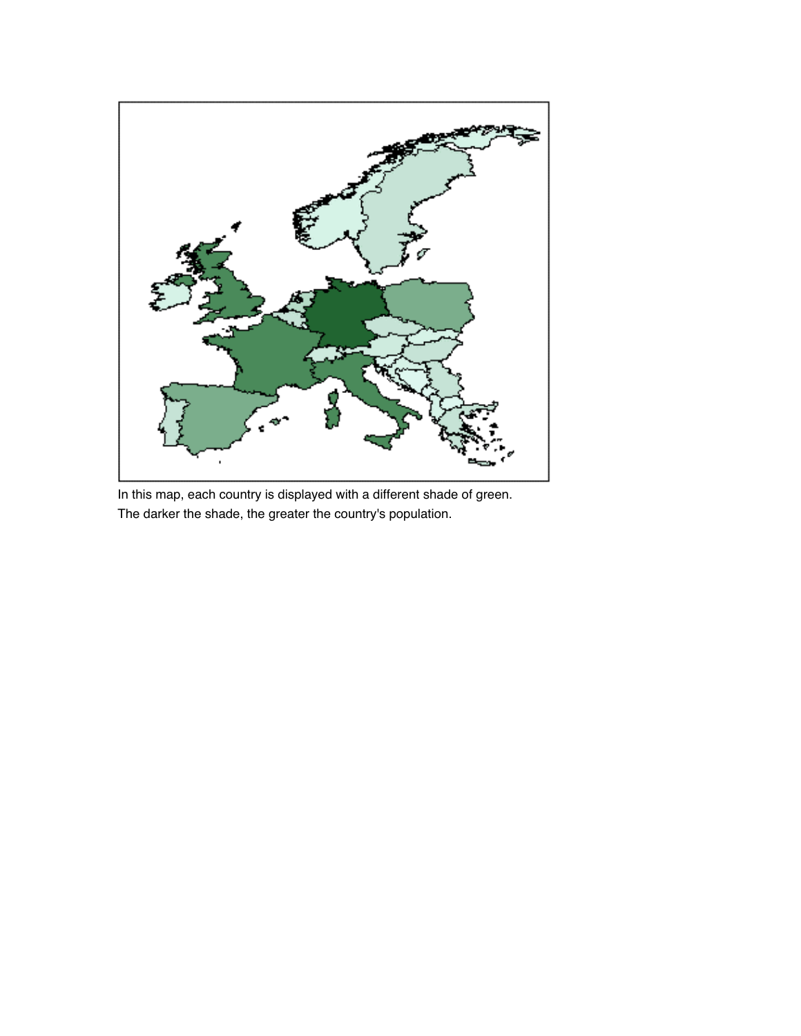In this map, each country is displayed with a different shade of green.
The darker the shade, the greater the country's population.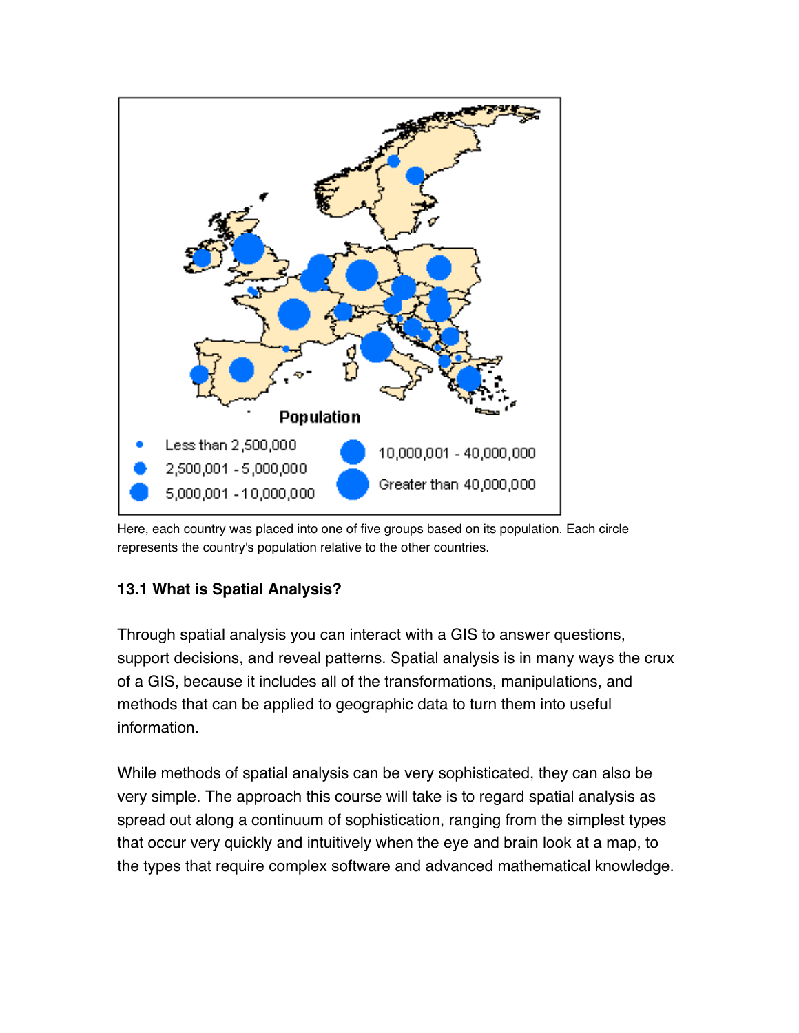Here, each country was placed into one of five groups based on its population. Each circle represents the country's population relative to the other countries.

### 13.1 What is Spatial Analysis?

Through spatial analysis you can interact with a GIS to answer questions, support decisions, and reveal patterns. Spatial analysis is in many ways the crux of a GIS, because it includes all of the transformations, manipulations, and methods that can be applied to geographic data to turn them into useful information.

While methods of spatial analysis can be very sophisticated, they can also be very simple. The approach this course will take is to regard spatial analysis as spread out along a continuum of sophistication, ranging from the simplest types that occur very quickly and intuitively when the eye and brain look at a map, to the types that require complex software and advanced mathematical knowledge.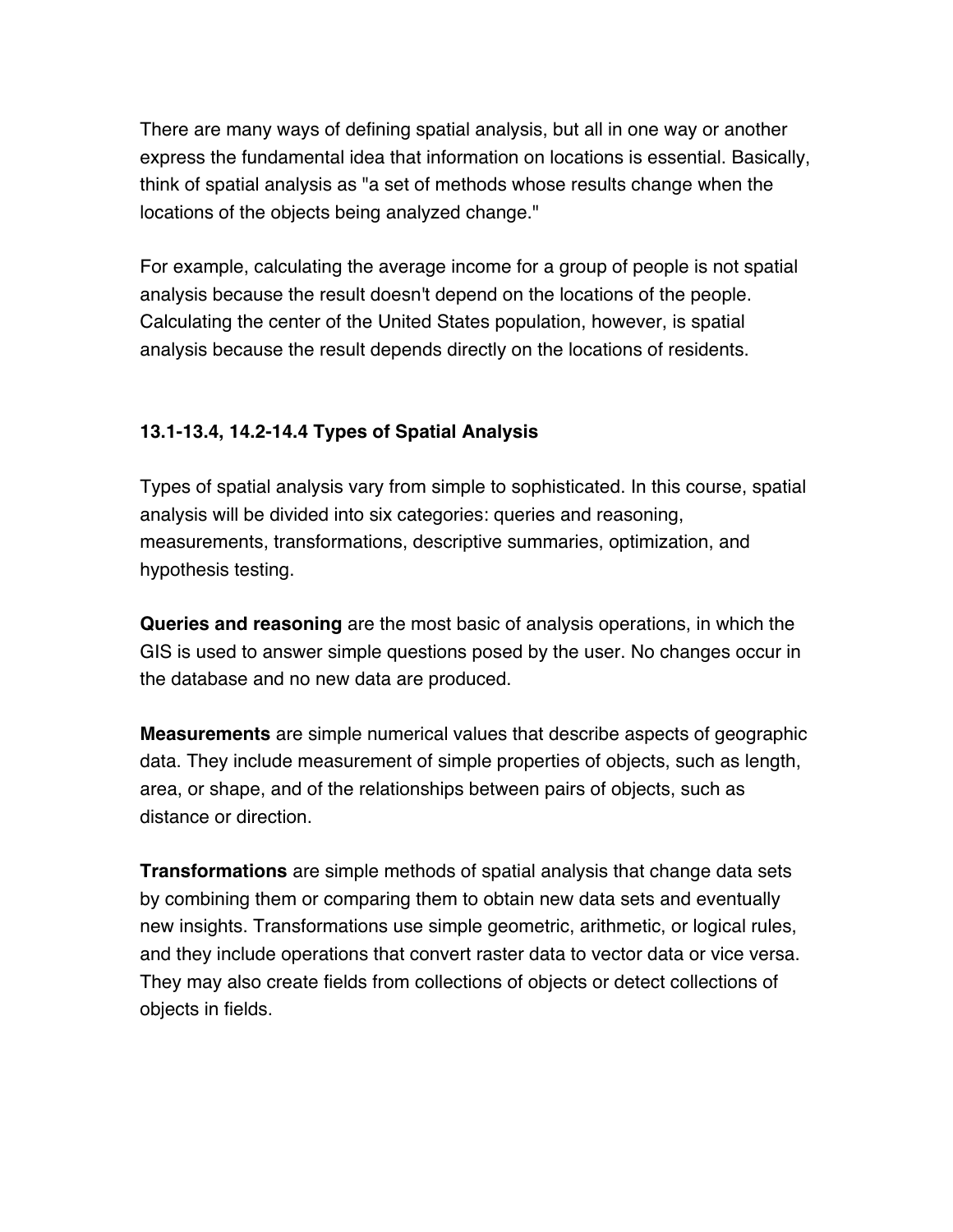There are many ways of defining spatial analysis, but all in one way or another express the fundamental idea that information on locations is essential. Basically, think of spatial analysis as "a set of methods whose results change when the locations of the objects being analyzed change."

For example, calculating the average income for a group of people is not spatial analysis because the result doesn't depend on the locations of the people. Calculating the center of the United States population, however, is spatial analysis because the result depends directly on the locations of residents.

**13.1-13.4, 14.2-14.4 Types of Spatial Analysis**

Types of spatial analysis vary from simple to sophisticated. In this course, spatial analysis will be divided into six categories: queries and reasoning, measurements, transformations, descriptive summaries, optimization, and hypothesis testing.

**Queries and reasoning** are the most basic of analysis operations, in which the GIS is used to answer simple questions posed by the user. No changes occur in the database and no new data are produced.

**Measurements** are simple numerical values that describe aspects of geographic data. They include measurement of simple properties of objects, such as length, area, or shape, and of the relationships between pairs of objects, such as distance or direction.

**Transformations** are simple methods of spatial analysis that change data sets by combining them or comparing them to obtain new data sets and eventually new insights. Transformations use simple geometric, arithmetic, or logical rules, and they include operations that convert raster data to vector data or vice versa. They may also create fields from collections of objects or detect collections of objects in fields.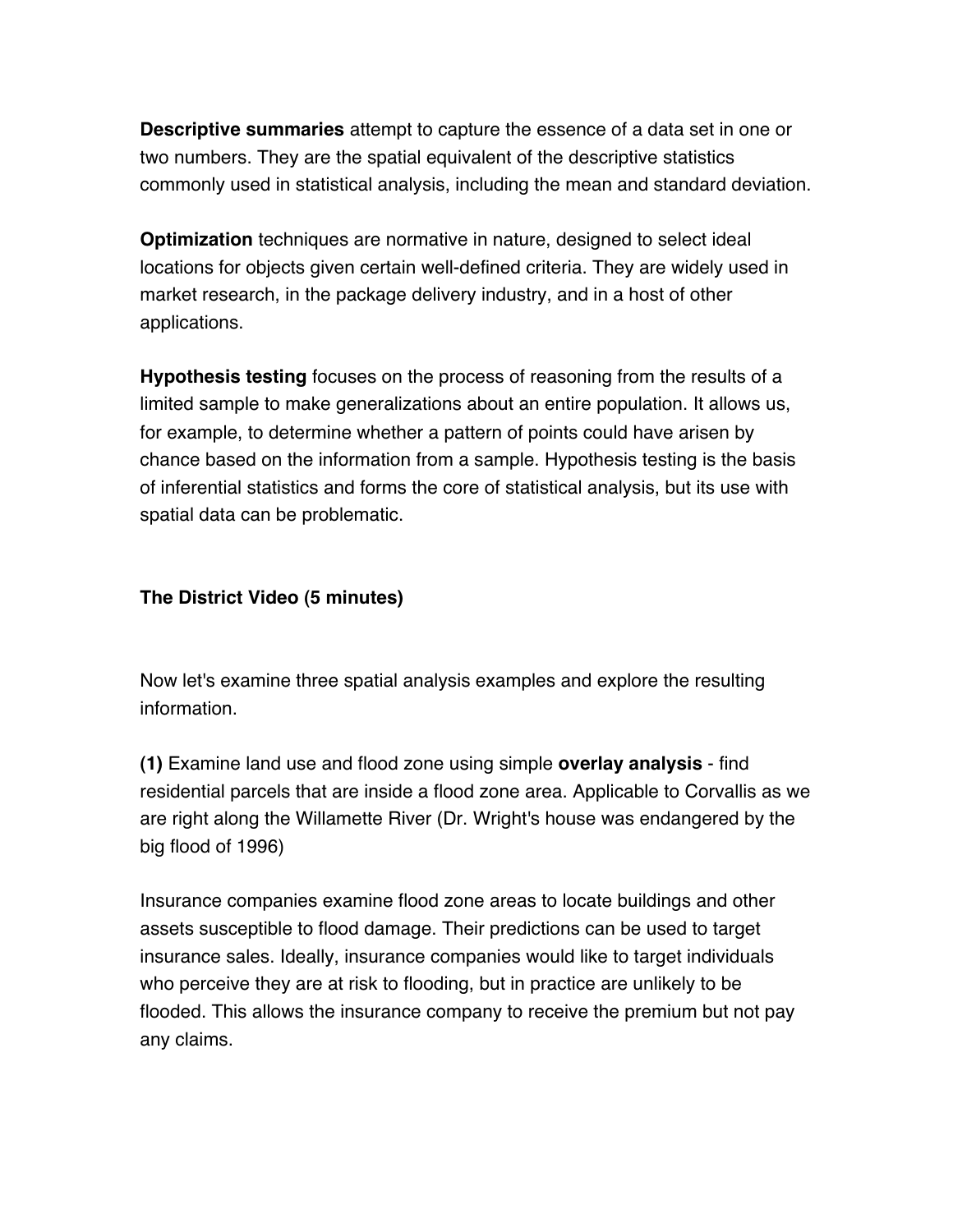**Descriptive summaries** attempt to capture the essence of a data set in one or two numbers. They are the spatial equivalent of the descriptive statistics commonly used in statistical analysis, including the mean and standard deviation.

**Optimization** techniques are normative in nature, designed to select ideal locations for objects given certain well-defined criteria. They are widely used in market research, in the package delivery industry, and in a host of other applications.

**Hypothesis testing** focuses on the process of reasoning from the results of a limited sample to make generalizations about an entire population. It allows us, for example, to determine whether a pattern of points could have arisen by chance based on the information from a sample. Hypothesis testing is the basis of inferential statistics and forms the core of statistical analysis, but its use with spatial data can be problematic.

**The District Video (5 minutes)**

Now let's examine three spatial analysis examples and explore the resulting information.

**(1)** Examine land use and flood zone using simple **overlay analysis** - find residential parcels that are inside a flood zone area. Applicable to Corvallis as we are right along the Willamette River (Dr. Wright's house was endangered by the big flood of 1996)

Insurance companies examine flood zone areas to locate buildings and other assets susceptible to flood damage. Their predictions can be used to target insurance sales. Ideally, insurance companies would like to target individuals who perceive they are at risk to flooding, but in practice are unlikely to be flooded. This allows the insurance company to receive the premium but not pay any claims.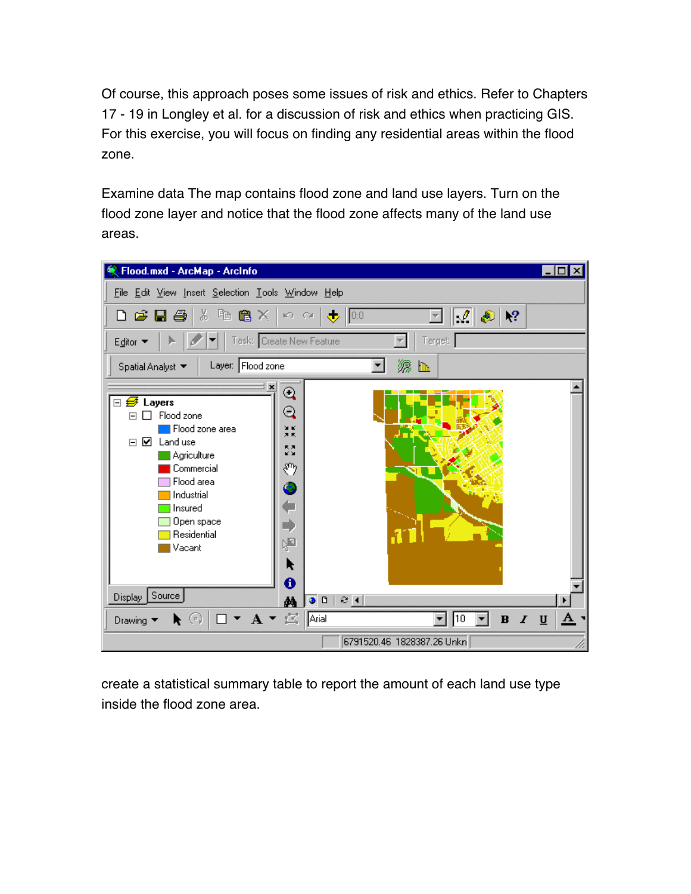Of course, this approach poses some issues of risk and ethics. Refer to Chapters 17 - 19 in Longley et al. for a discussion of risk and ethics when practicing GIS. For this exercise, you will focus on finding any residential areas within the flood zone.

Examine data The map contains flood zone and land use layers. Turn on the flood zone layer and notice that the flood zone affects many of the land use areas.

create a statistical summary table to report the amount of each land use type inside the flood zone area.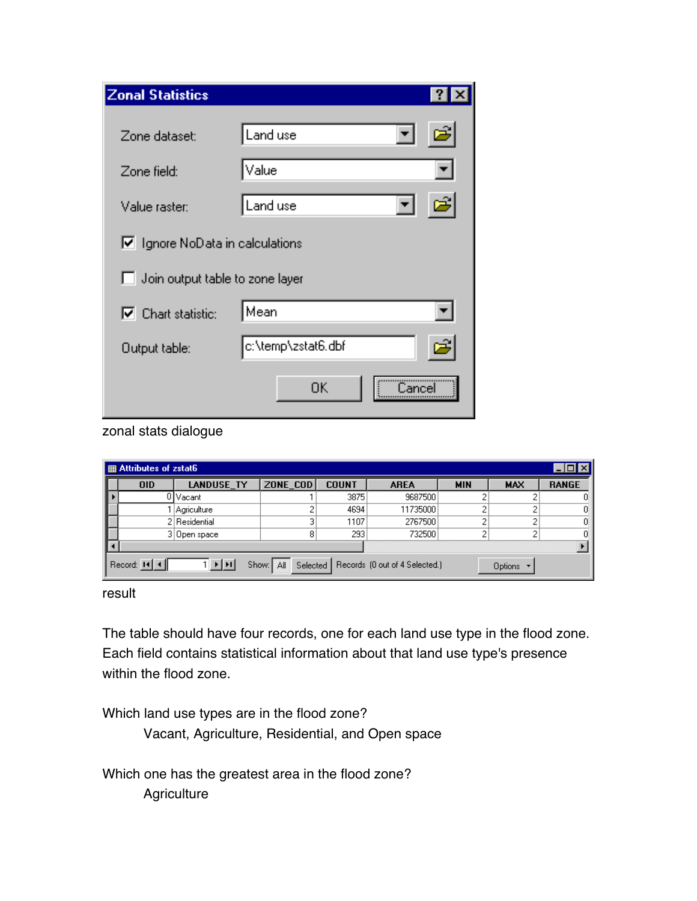**Zonal Statistics**

Zone dataset: Land use

Zone field: Value

Value raster: Land use

☑ Ignore NoData in calculations

☐ Join output table to zone layer

☑ Chart statistic: Mean

Output table: c:\temp\zstat6.dbf

OK | Cancel

zonal stats dialogue

**Attributes of zstat6**

| OID | LANDUSE_TY | ZONE_COD | COUNT | AREA | MIN | MAX | RANGE |
|---|---|---|---|---|---|---|---|
| 0 | Vacant | 1 | 3875 | 9687500 | 2 | 2 | 0 |
| 1 | Agriculture | 2 | 4694 | 11735000 | 2 | 2 | 0 |
| 2 | Residential | 3 | 1107 | 2767500 | 2 | 2 | 0 |
| 3 | Open space | 8 | 293 | 732500 | 2 | 2 | 0 |

Record: 1 Show: All Selected Records (0 out of 4 Selected.) Options

result

The table should have four records, one for each land use type in the flood zone. Each field contains statistical information about that land use type's presence within the flood zone.

Which land use types are in the flood zone?

Vacant, Agriculture, Residential, and Open space

Which one has the greatest area in the flood zone?

Agriculture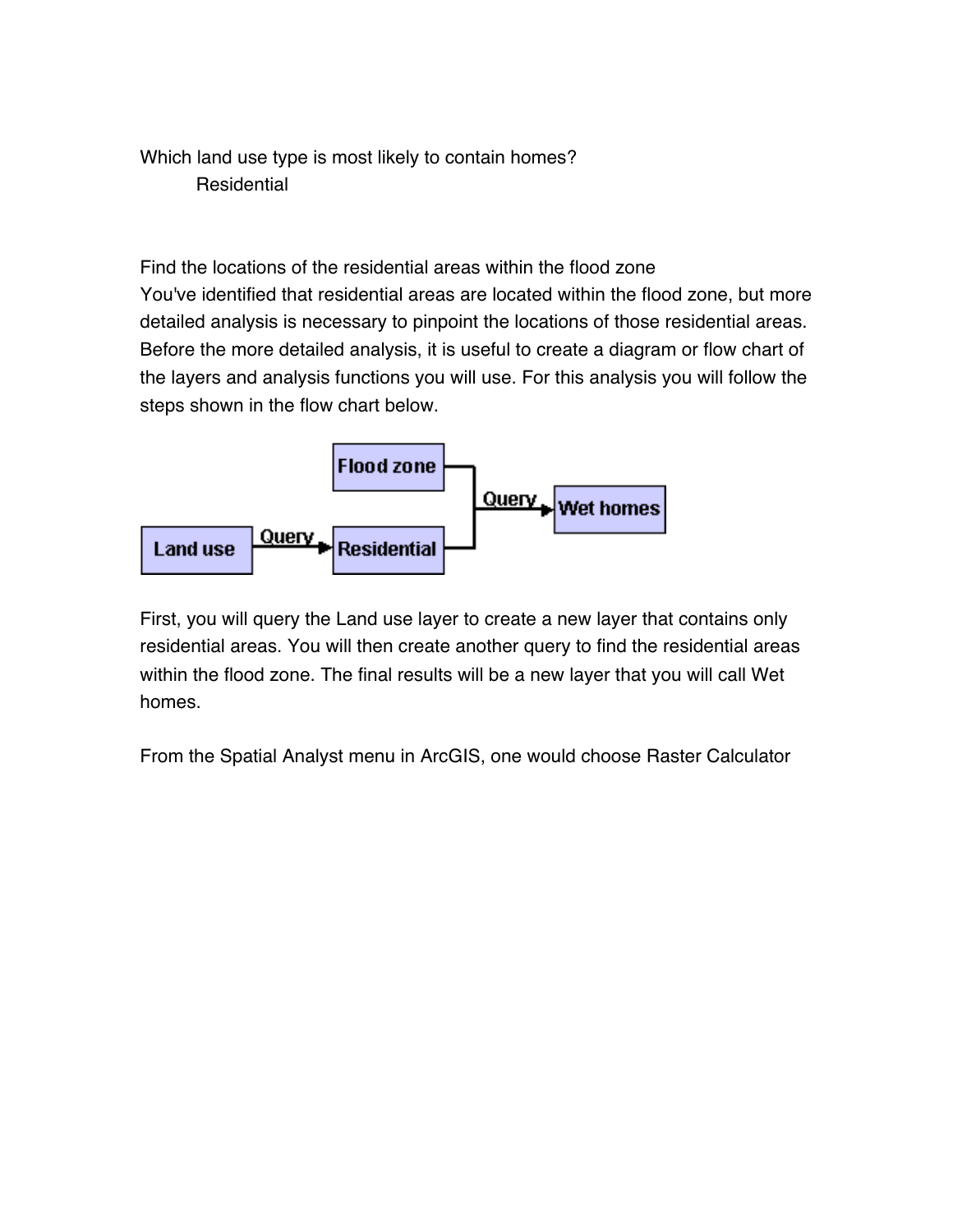Which land use type is most likely to contain homes?

Residential

Find the locations of the residential areas within the flood zone

You've identified that residential areas are located within the flood zone, but more detailed analysis is necessary to pinpoint the locations of those residential areas. Before the more detailed analysis, it is useful to create a diagram or flow chart of the layers and analysis functions you will use. For this analysis you will follow the steps shown in the flow chart below.

Flood zone

Land use → Query → Residential

Flood zone + Residential → Query → Wet homes

First, you will query the Land use layer to create a new layer that contains only residential areas. You will then create another query to find the residential areas within the flood zone. The final results will be a new layer that you will call Wet homes.

From the Spatial Analyst menu in ArcGIS, one would choose Raster Calculator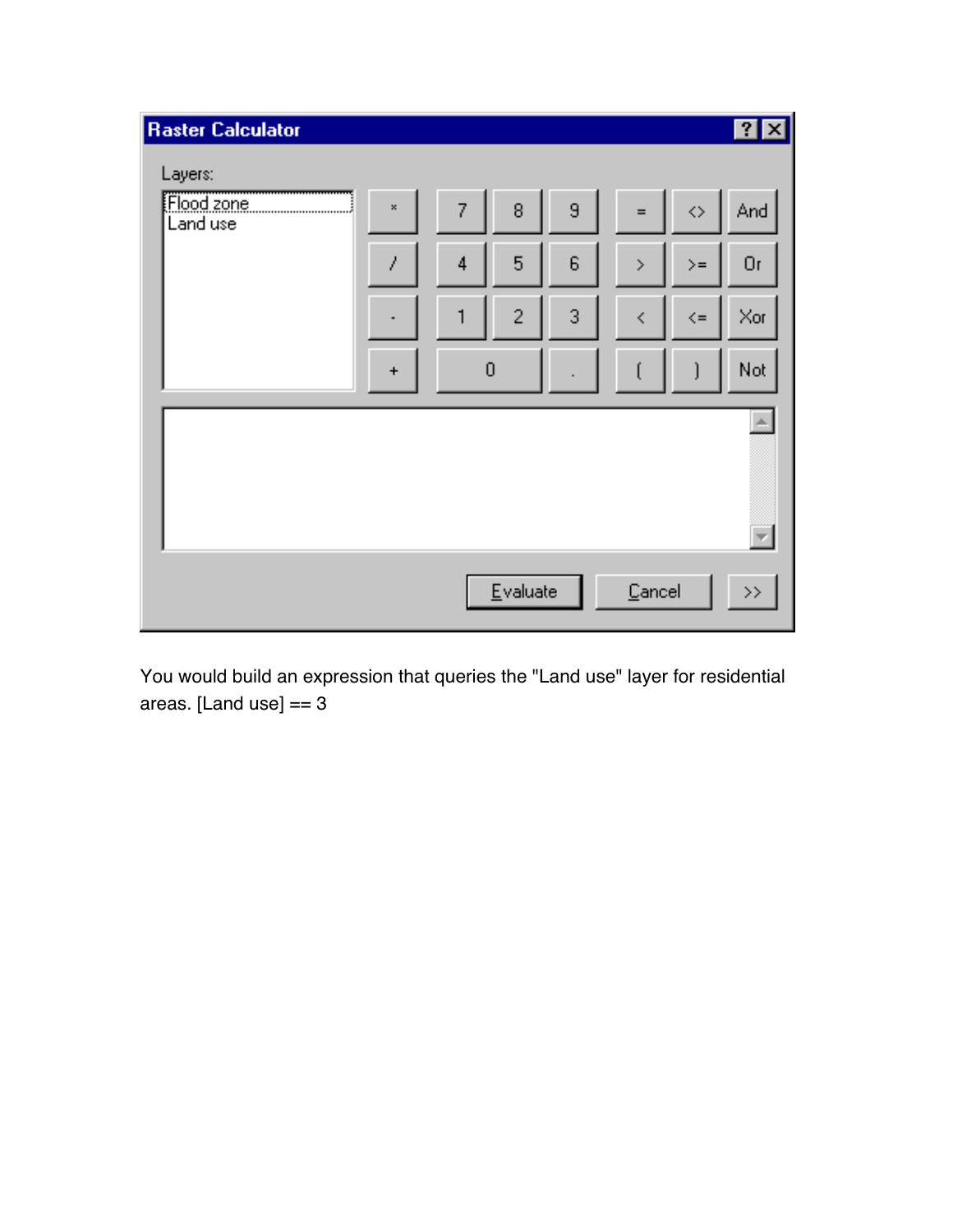You would build an expression that queries the "Land use" layer for residential areas. [Land use] == 3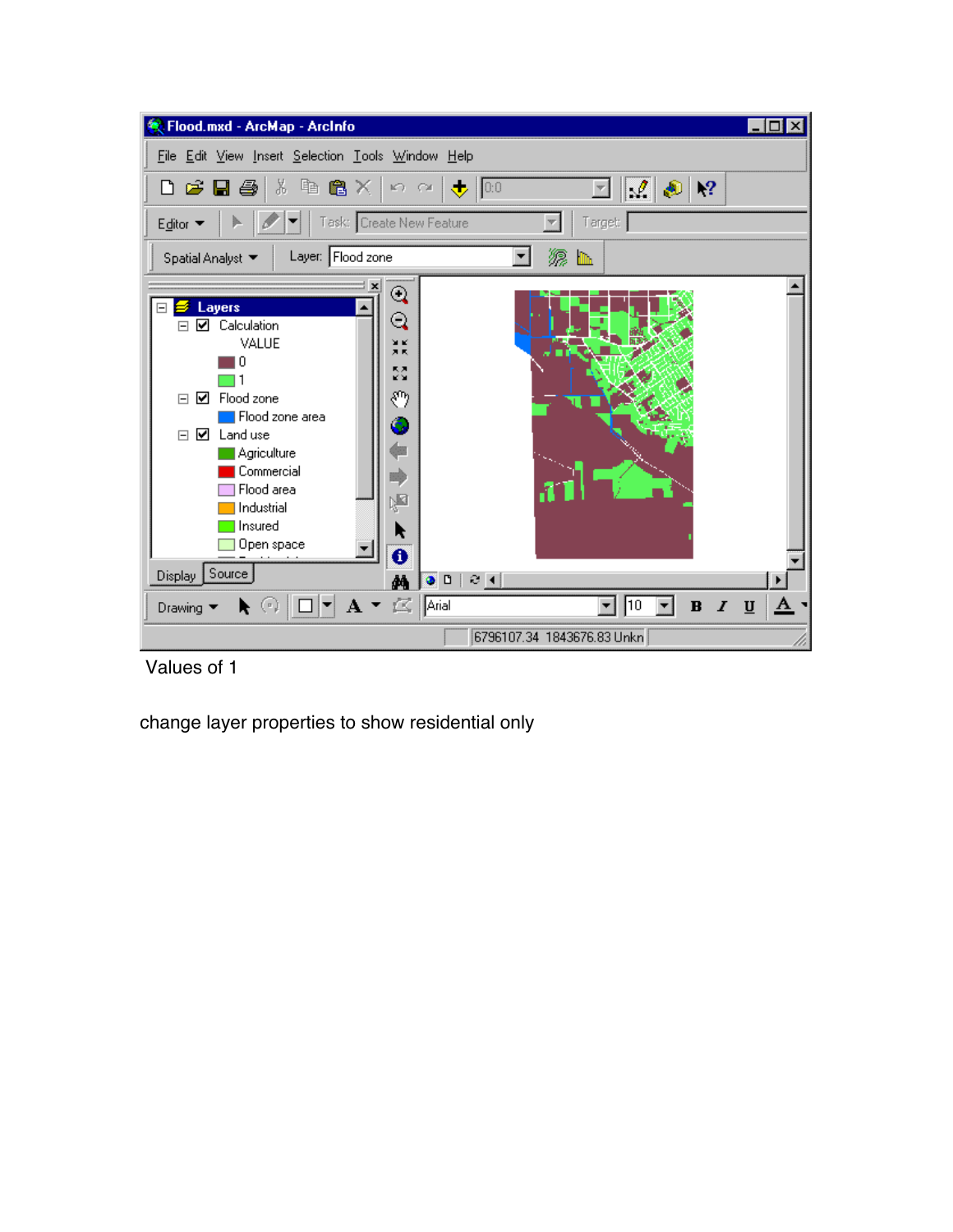Values of 1

change layer properties to show residential only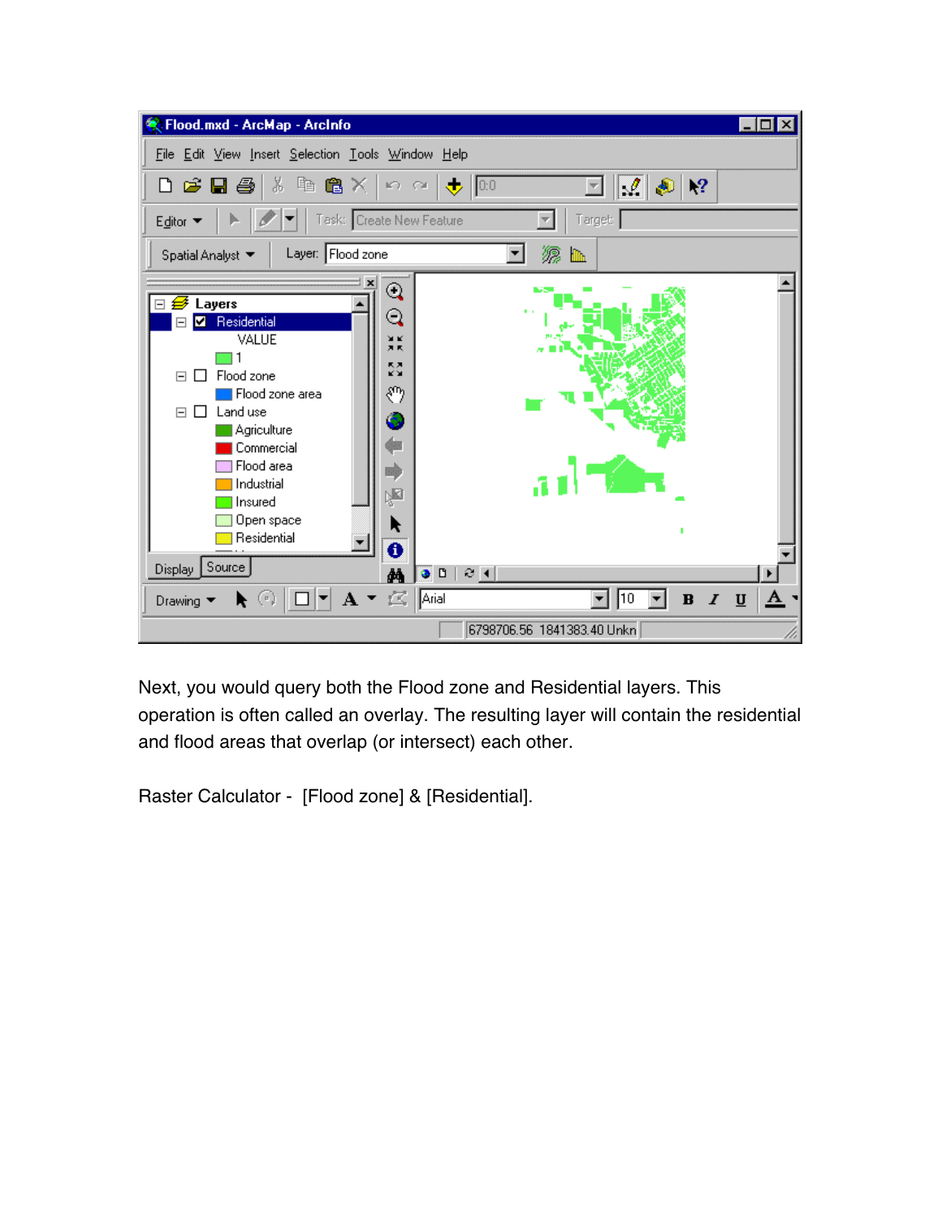Next, you would query both the Flood zone and Residential layers. This operation is often called an overlay. The resulting layer will contain the residential and flood areas that overlap (or intersect) each other.

Raster Calculator - [Flood zone] & [Residential].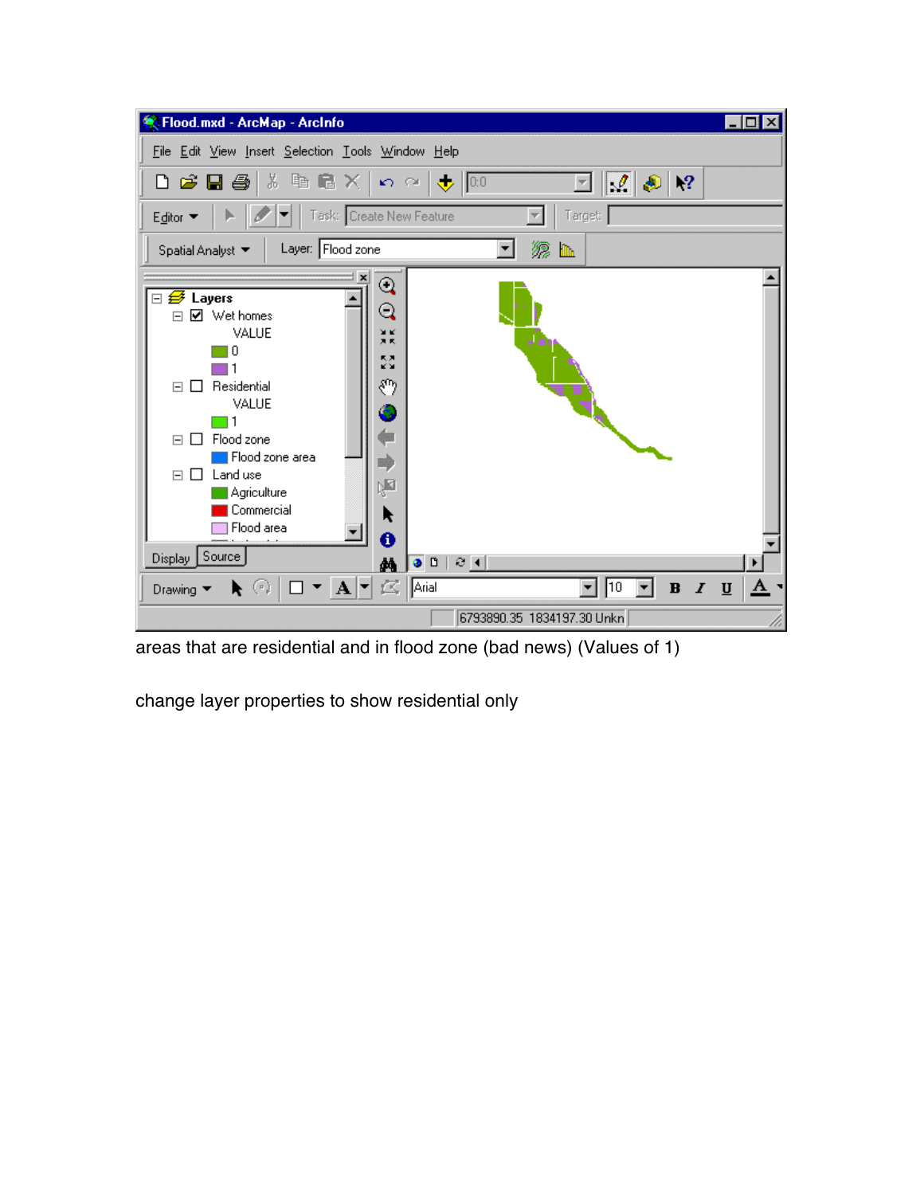areas that are residential and in flood zone (bad news) (Values of 1)

change layer properties to show residential only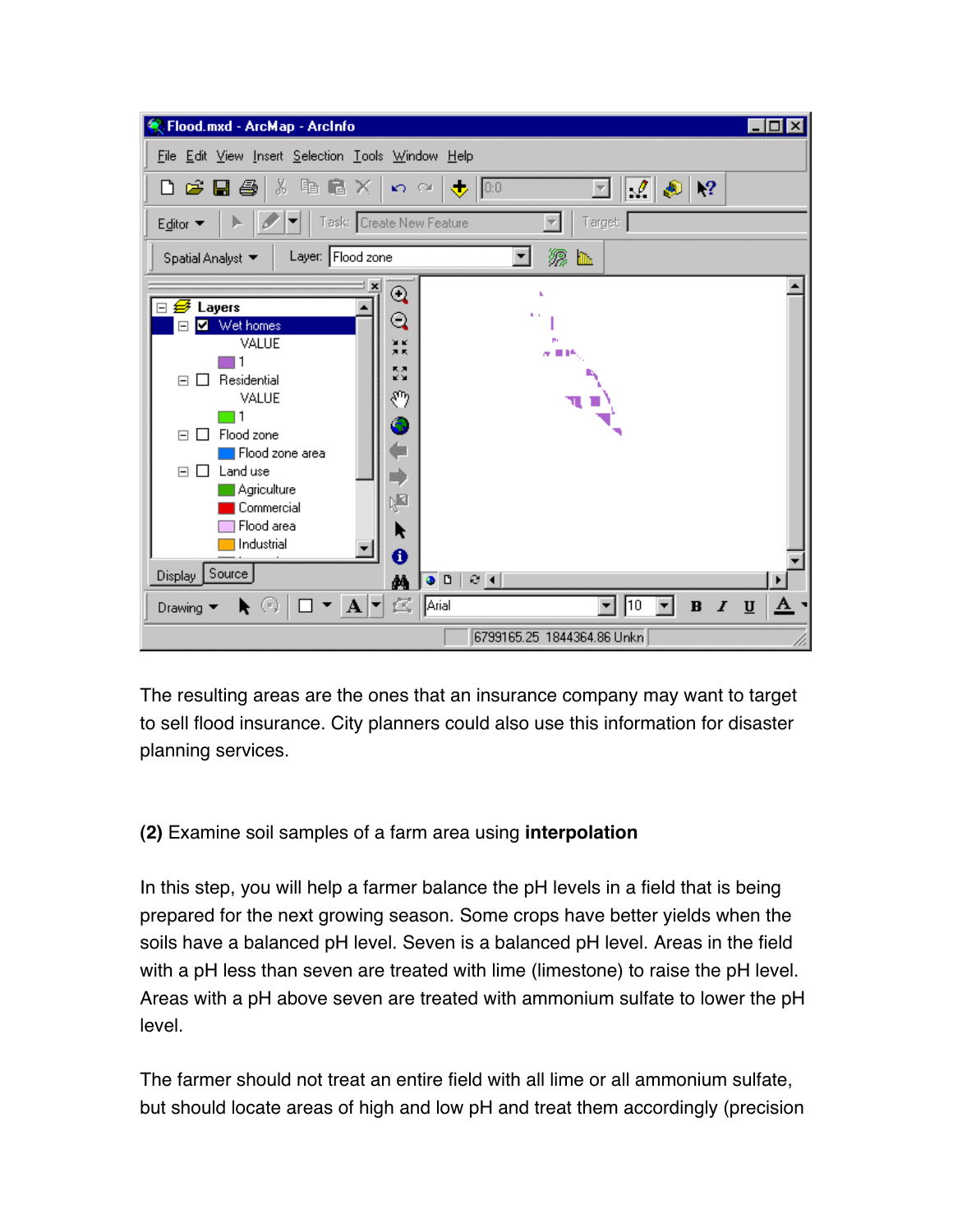The resulting areas are the ones that an insurance company may want to target to sell flood insurance. City planners could also use this information for disaster planning services.

**(2)** Examine soil samples of a farm area using **interpolation**

In this step, you will help a farmer balance the pH levels in a field that is being prepared for the next growing season. Some crops have better yields when the soils have a balanced pH level. Seven is a balanced pH level. Areas in the field with a pH less than seven are treated with lime (limestone) to raise the pH level. Areas with a pH above seven are treated with ammonium sulfate to lower the pH level.

The farmer should not treat an entire field with all lime or all ammonium sulfate, but should locate areas of high and low pH and treat them accordingly (precision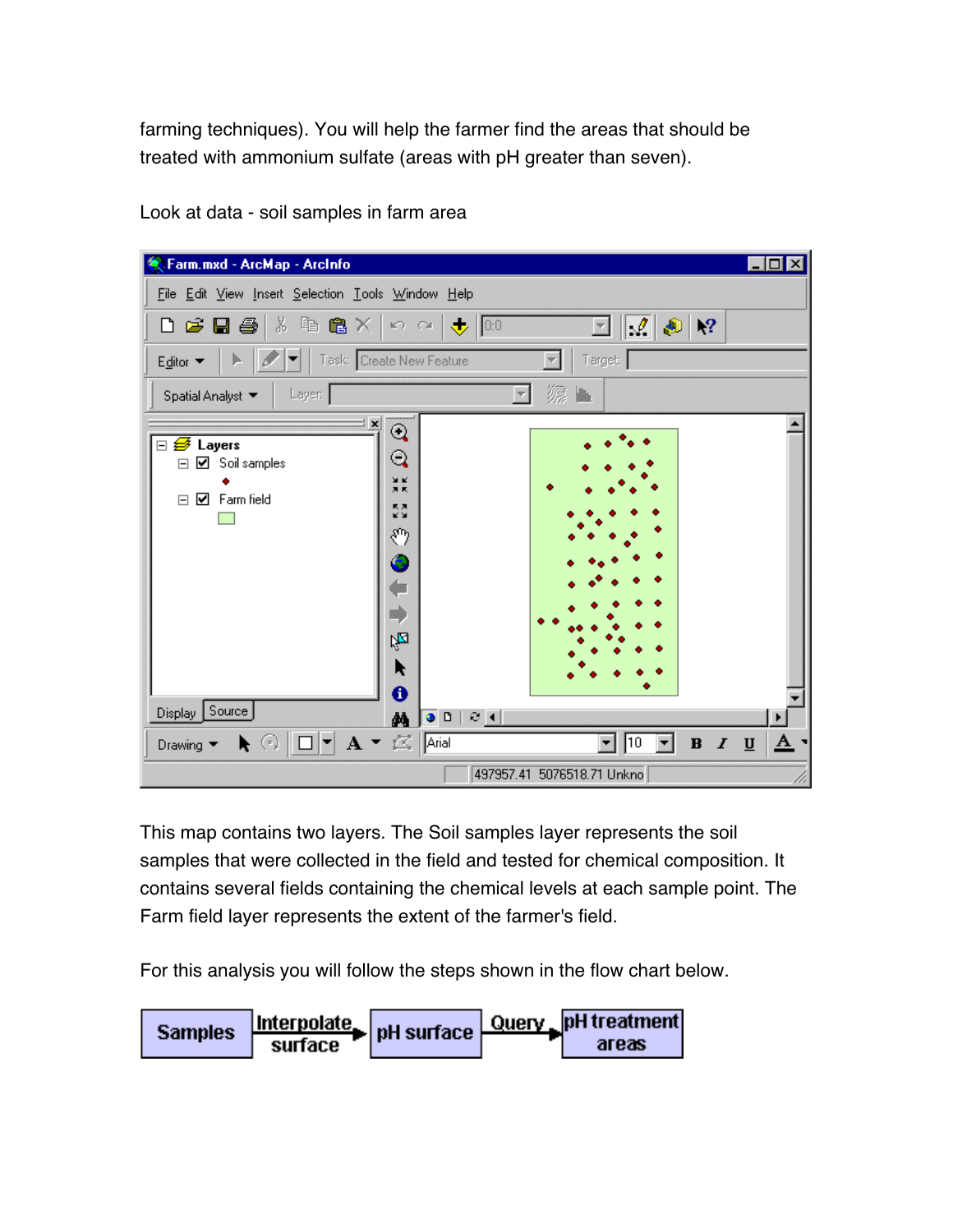farming techniques). You will help the farmer find the areas that should be treated with ammonium sulfate (areas with pH greater than seven).

Look at data - soil samples in farm area

This map contains two layers. The Soil samples layer represents the soil samples that were collected in the field and tested for chemical composition. It contains several fields containing the chemical levels at each sample point. The Farm field layer represents the extent of the farmer's field.

For this analysis you will follow the steps shown in the flow chart below.

Samples → Interpolate surface → pH surface → Query → pH treatment areas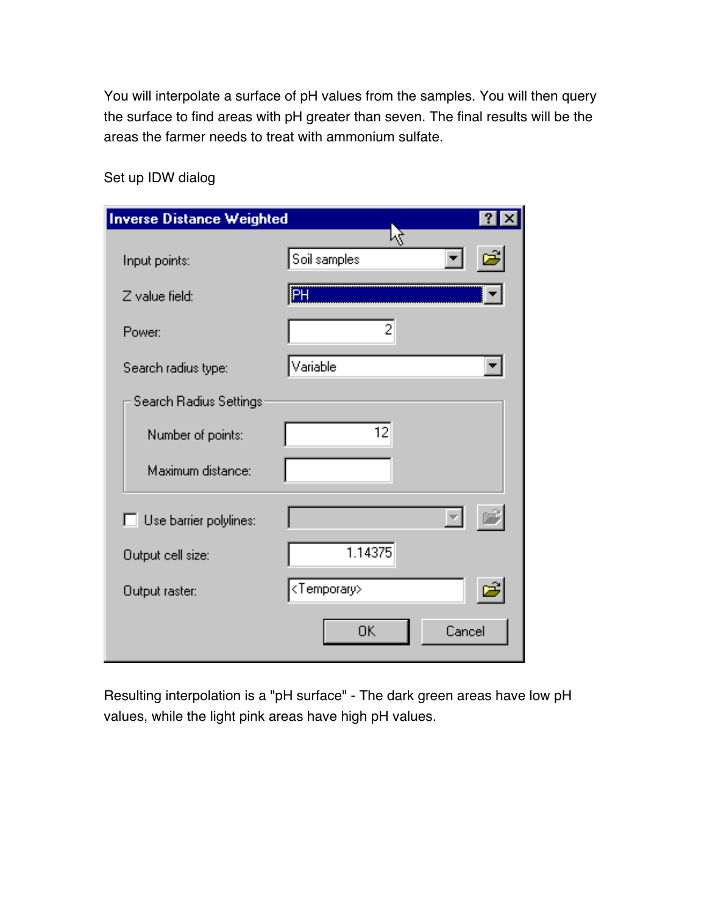You will interpolate a surface of pH values from the samples. You will then query the surface to find areas with pH greater than seven. The final results will be the areas the farmer needs to treat with ammonium sulfate.

Set up IDW dialog

Resulting interpolation is a "pH surface" - The dark green areas have low pH values, while the light pink areas have high pH values.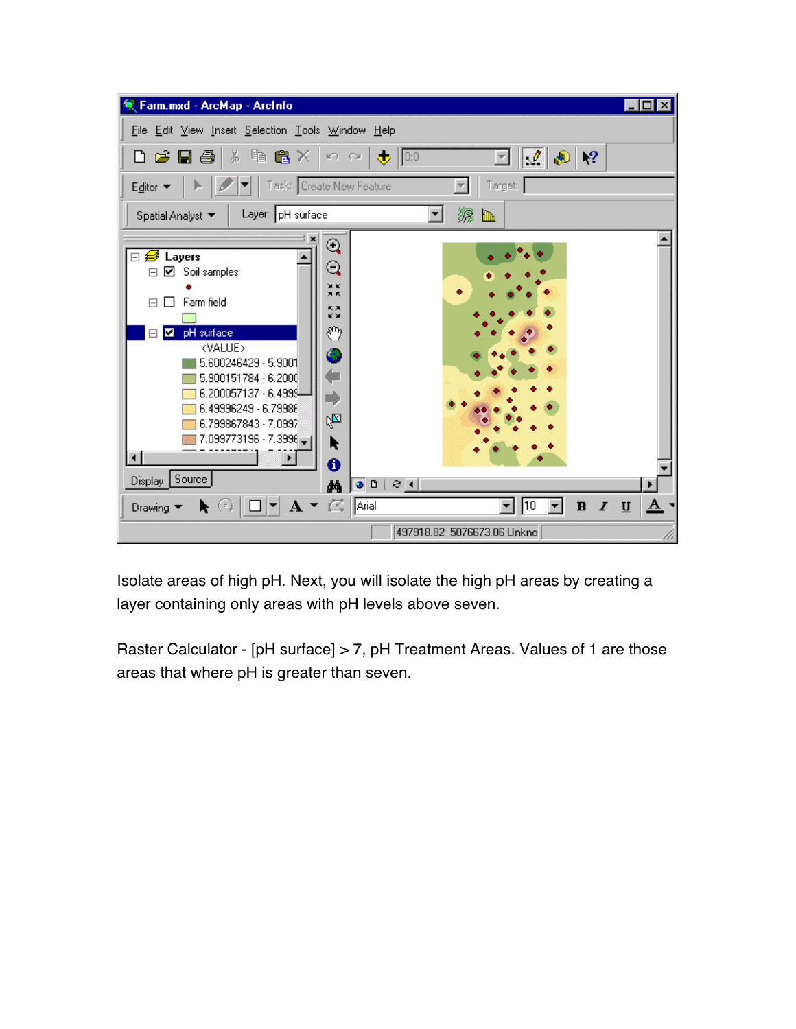Isolate areas of high pH. Next, you will isolate the high pH areas by creating a layer containing only areas with pH levels above seven.

Raster Calculator - [pH surface] > 7, pH Treatment Areas. Values of 1 are those areas where pH is greater than seven.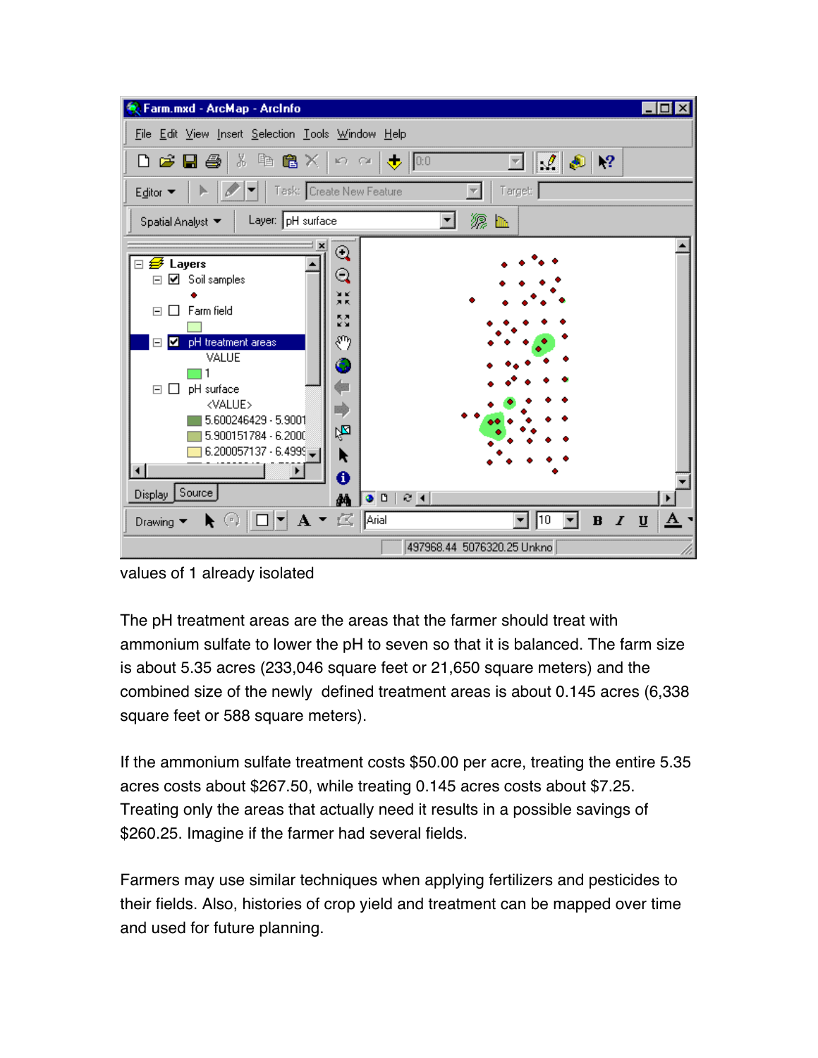values of 1 already isolated

The pH treatment areas are the areas that the farmer should treat with ammonium sulfate to lower the pH to seven so that it is balanced. The farm size is about 5.35 acres (233,046 square feet or 21,650 square meters) and the combined size of the newly defined treatment areas is about 0.145 acres (6,338 square feet or 588 square meters).

If the ammonium sulfate treatment costs $50.00 per acre, treating the entire 5.35 acres costs about $267.50, while treating 0.145 acres costs about $7.25. Treating only the areas that actually need it results in a possible savings of $260.25. Imagine if the farmer had several fields.

Farmers may use similar techniques when applying fertilizers and pesticides to their fields. Also, histories of crop yield and treatment can be mapped over time and used for future planning.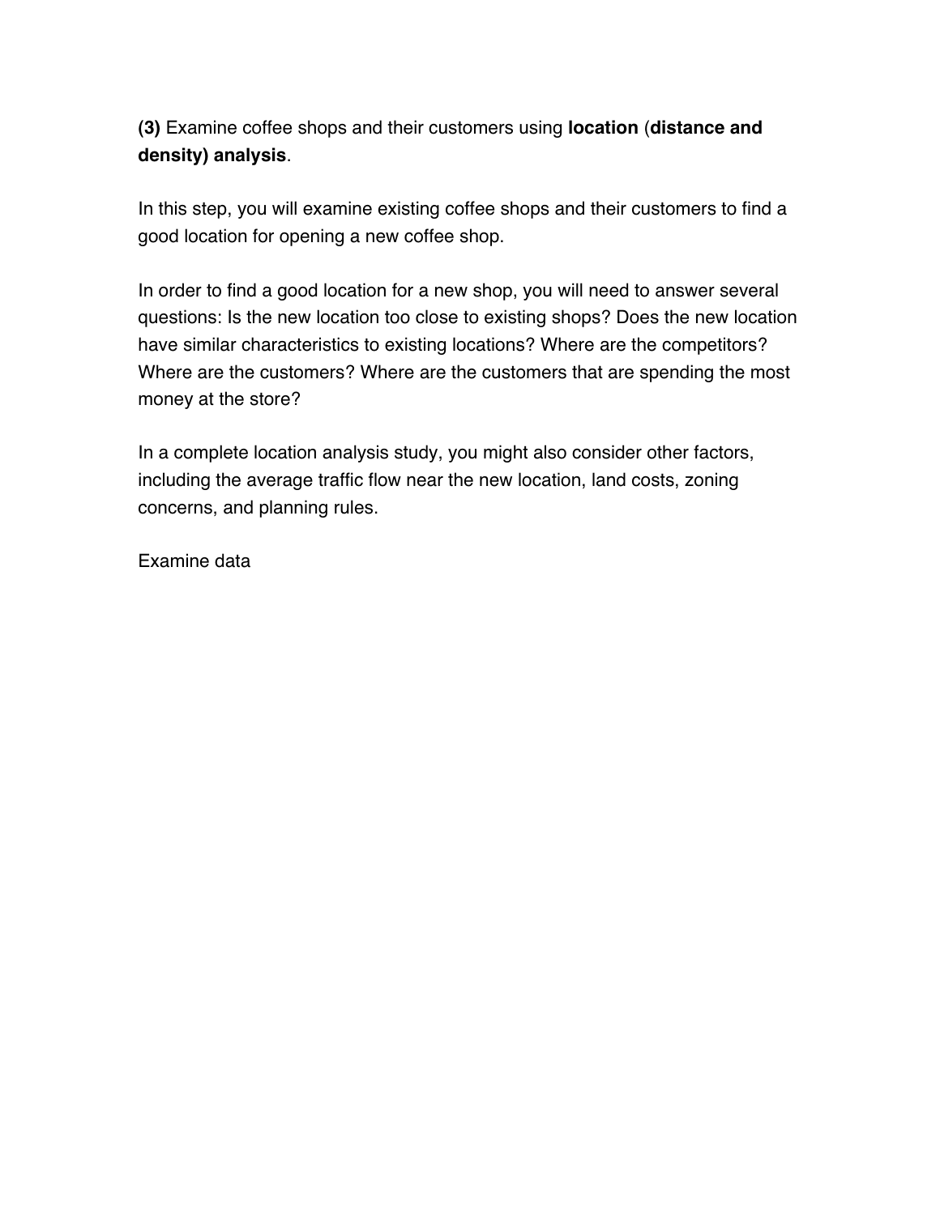**(3)** Examine coffee shops and their customers using **location** (**distance and density) analysis**.

In this step, you will examine existing coffee shops and their customers to find a good location for opening a new coffee shop.

In order to find a good location for a new shop, you will need to answer several questions: Is the new location too close to existing shops? Does the new location have similar characteristics to existing locations? Where are the competitors? Where are the customers? Where are the customers that are spending the most money at the store?

In a complete location analysis study, you might also consider other factors, including the average traffic flow near the new location, land costs, zoning concerns, and planning rules.

Examine data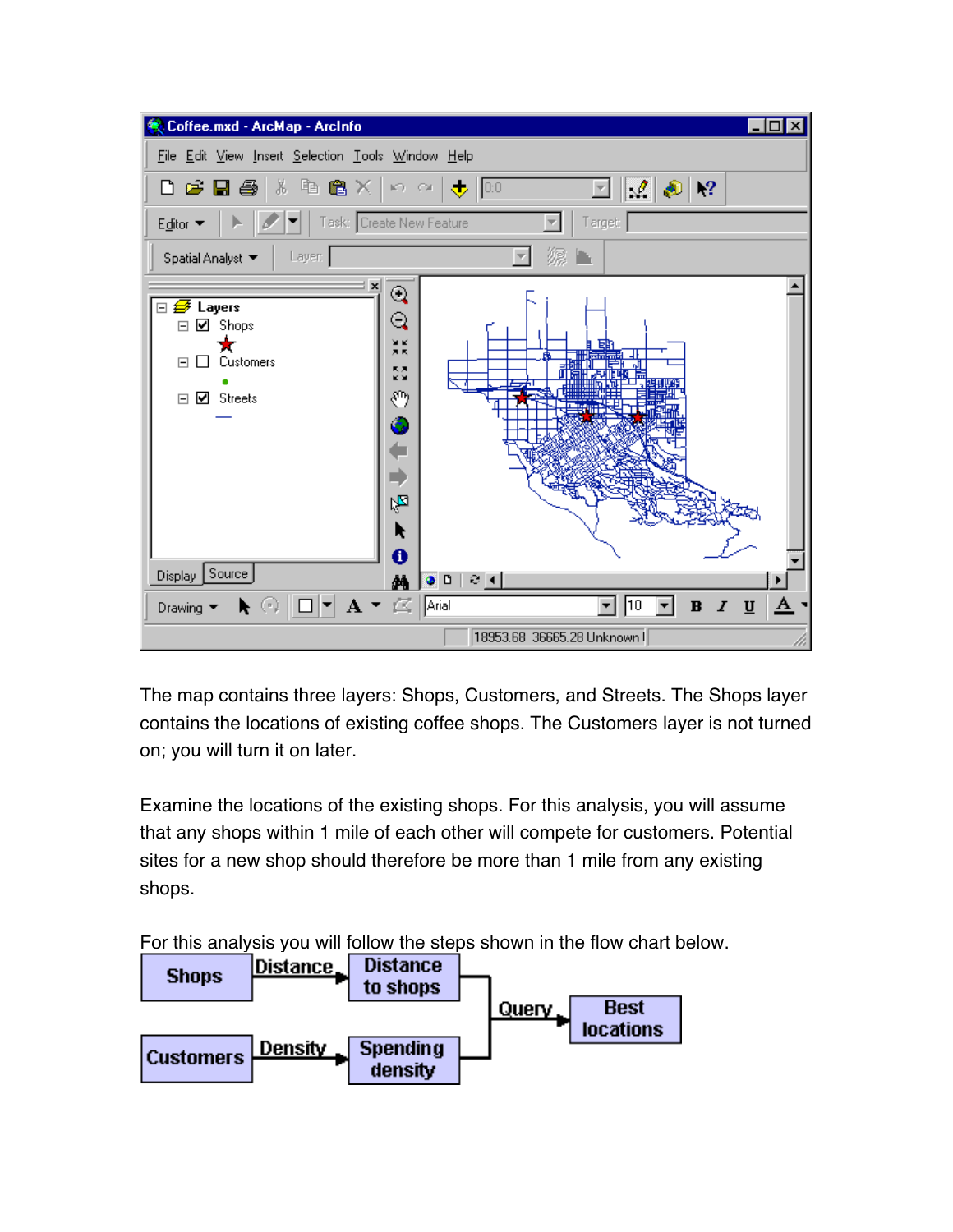The map contains three layers: Shops, Customers, and Streets. The Shops layer contains the locations of existing coffee shops. The Customers layer is not turned on; you will turn it on later.

Examine the locations of the existing shops. For this analysis, you will assume that any shops within 1 mile of each other will compete for customers. Potential sites for a new shop should therefore be more than 1 mile from any existing shops.

For this analysis you will follow the steps shown in the flow chart below.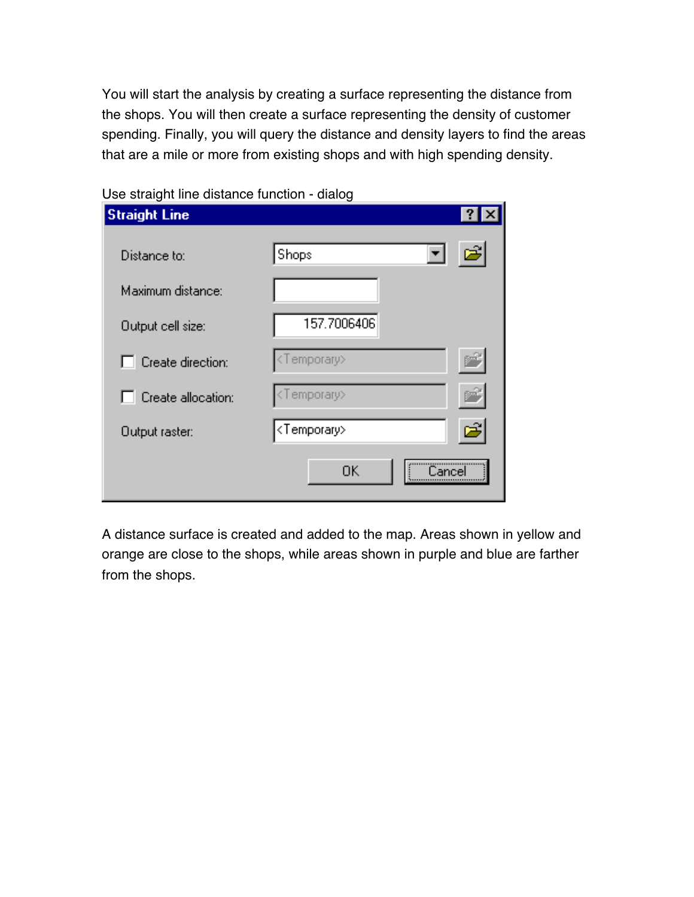You will start the analysis by creating a surface representing the distance from the shops. You will then create a surface representing the density of customer spending. Finally, you will query the distance and density layers to find the areas that are a mile or more from existing shops and with high spending density.

Use straight line distance function - dialog

**Straight Line**

| | |
|---|---|
| Distance to: | Shops |
| Maximum distance: | |
| Output cell size: | 157.7006406 |
| ☐ Create direction: | <Temporary> |
| ☐ Create allocation: | <Temporary> |
| Output raster: | <Temporary> |

OK | Cancel

A distance surface is created and added to the map. Areas shown in yellow and orange are close to the shops, while areas shown in purple and blue are farther from the shops.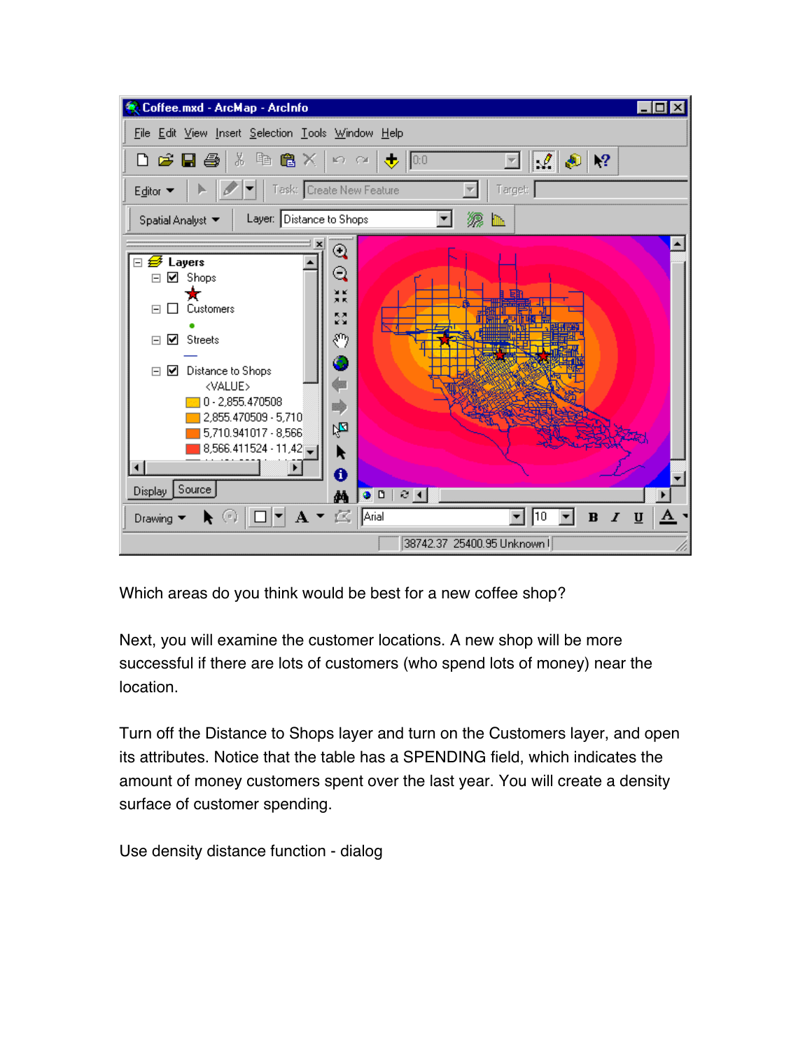Which areas do you think would be best for a new coffee shop?

Next, you will examine the customer locations. A new shop will be more successful if there are lots of customers (who spend lots of money) near the location.

Turn off the Distance to Shops layer and turn on the Customers layer, and open its attributes. Notice that the table has a SPENDING field, which indicates the amount of money customers spent over the last year. You will create a density surface of customer spending.

Use density distance function - dialog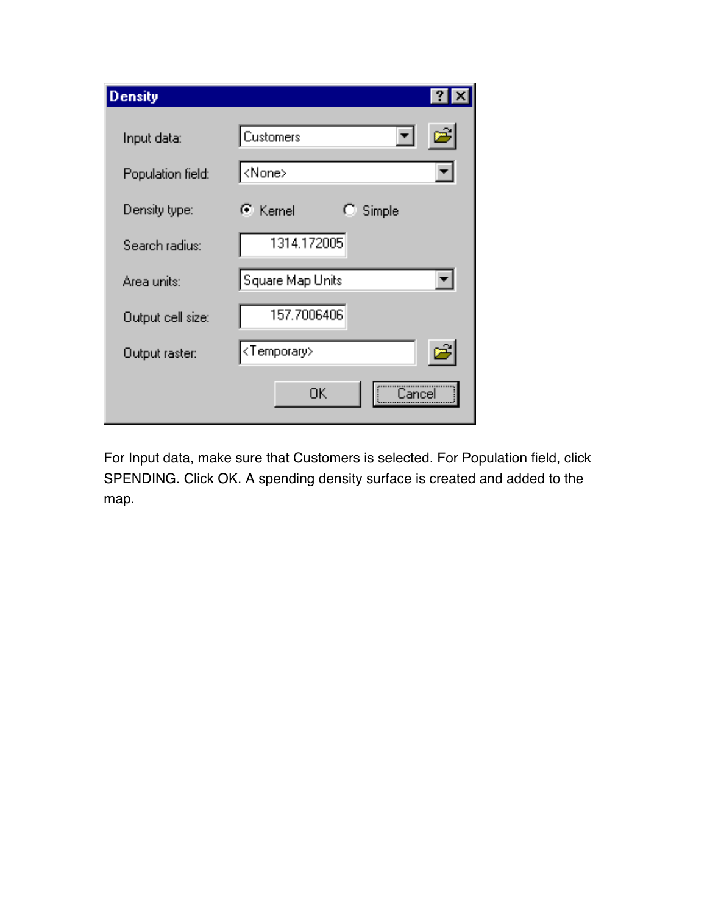**Density**

Input data: Customers

Population field: <None>

Density type: (•) Kernel ( ) Simple

Search radius: 1314.172005

Area units: Square Map Units

Output cell size: 157.7006406

Output raster: <Temporary>

OK | Cancel

For Input data, make sure that Customers is selected. For Population field, click SPENDING. Click OK. A spending density surface is created and added to the map.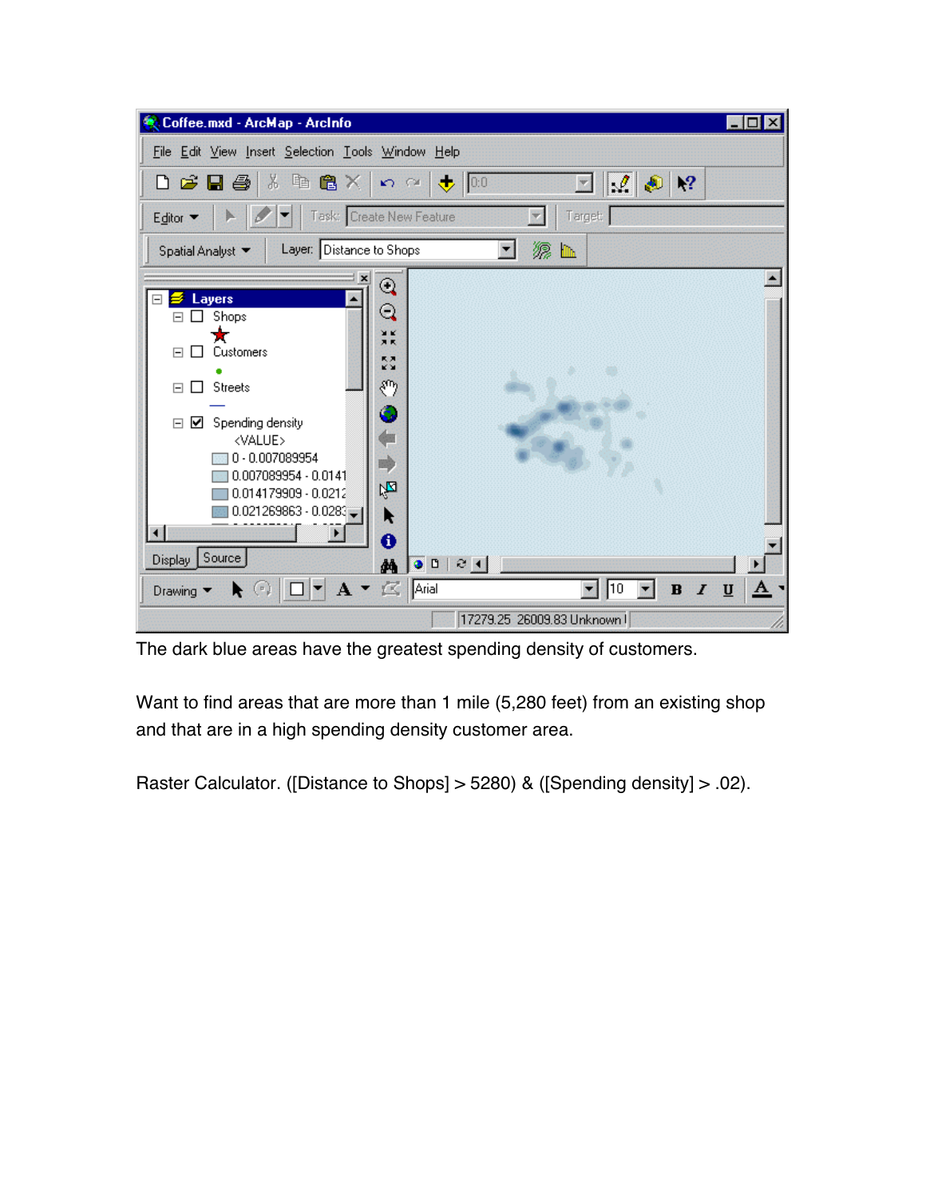The dark blue areas have the greatest spending density of customers.

Want to find areas that are more than 1 mile (5,280 feet) from an existing shop and that are in a high spending density customer area.

Raster Calculator. ([Distance to Shops] > 5280) & ([Spending density] > .02).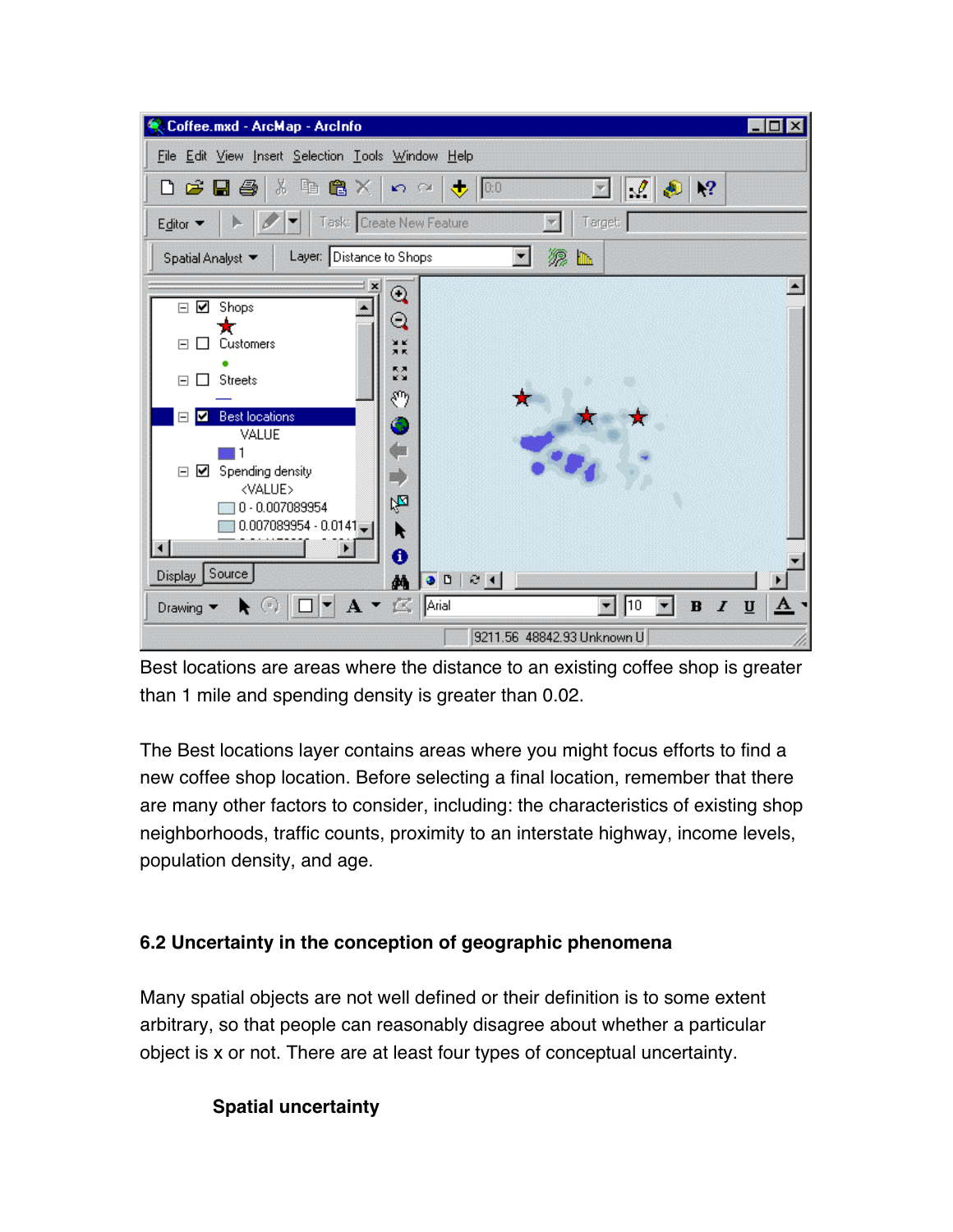Best locations are areas where the distance to an existing coffee shop is greater than 1 mile and spending density is greater than 0.02.

The Best locations layer contains areas where you might focus efforts to find a new coffee shop location. Before selecting a final location, remember that there are many other factors to consider, including: the characteristics of existing shop neighborhoods, traffic counts, proximity to an interstate highway, income levels, population density, and age.

### 6.2 Uncertainty in the conception of geographic phenomena

Many spatial objects are not well defined or their definition is to some extent arbitrary, so that people can reasonably disagree about whether a particular object is x or not. There are at least four types of conceptual uncertainty.

#### Spatial uncertainty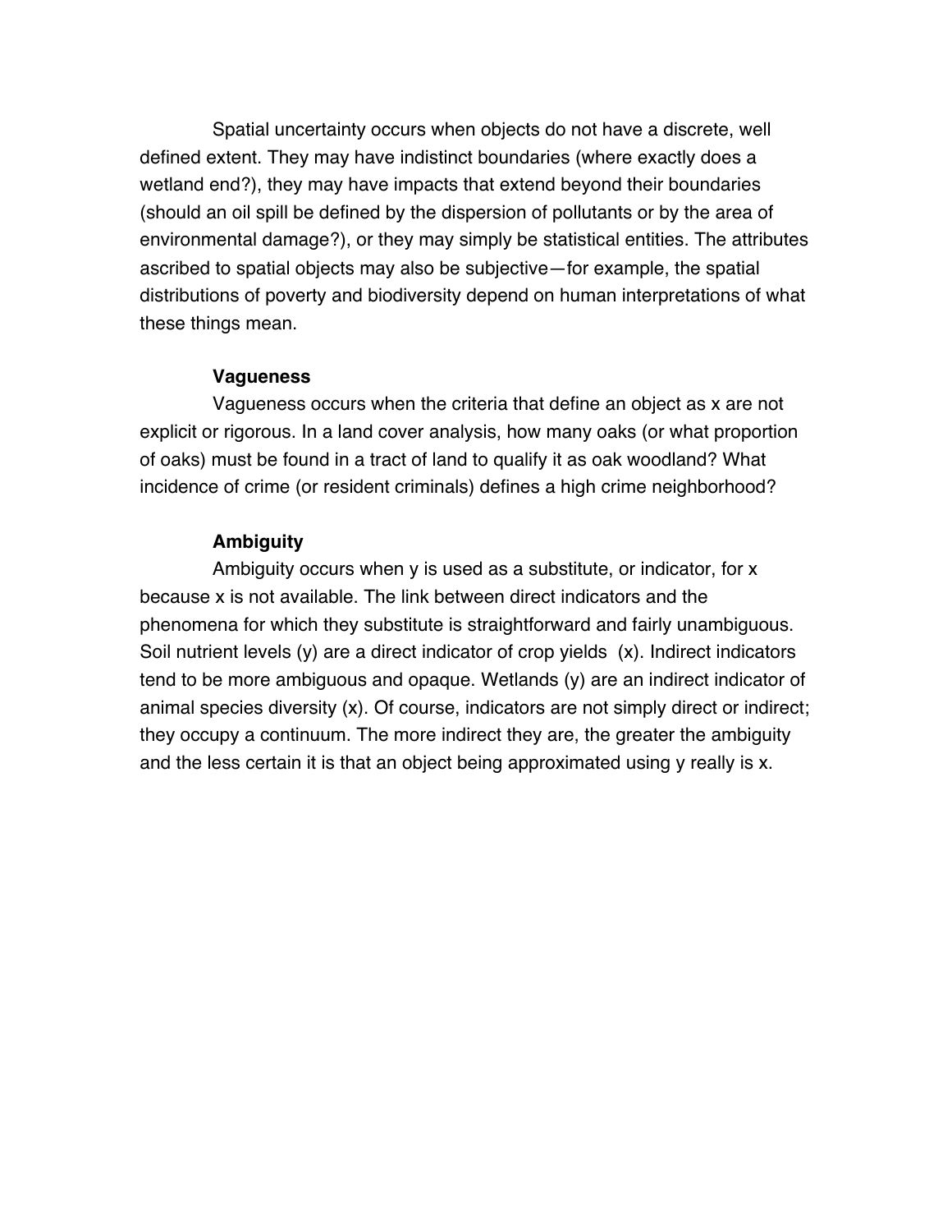Spatial uncertainty occurs when objects do not have a discrete, well defined extent. They may have indistinct boundaries (where exactly does a wetland end?), they may have impacts that extend beyond their boundaries (should an oil spill be defined by the dispersion of pollutants or by the area of environmental damage?), or they may simply be statistical entities. The attributes ascribed to spatial objects may also be subjective—for example, the spatial distributions of poverty and biodiversity depend on human interpretations of what these things mean.

**Vagueness**

Vagueness occurs when the criteria that define an object as x are not explicit or rigorous. In a land cover analysis, how many oaks (or what proportion of oaks) must be found in a tract of land to qualify it as oak woodland? What incidence of crime (or resident criminals) defines a high crime neighborhood?

**Ambiguity**

Ambiguity occurs when y is used as a substitute, or indicator, for x because x is not available. The link between direct indicators and the phenomena for which they substitute is straightforward and fairly unambiguous. Soil nutrient levels (y) are a direct indicator of crop yields (x). Indirect indicators tend to be more ambiguous and opaque. Wetlands (y) are an indirect indicator of animal species diversity (x). Of course, indicators are not simply direct or indirect; they occupy a continuum. The more indirect they are, the greater the ambiguity and the less certain it is that an object being approximated using y really is x.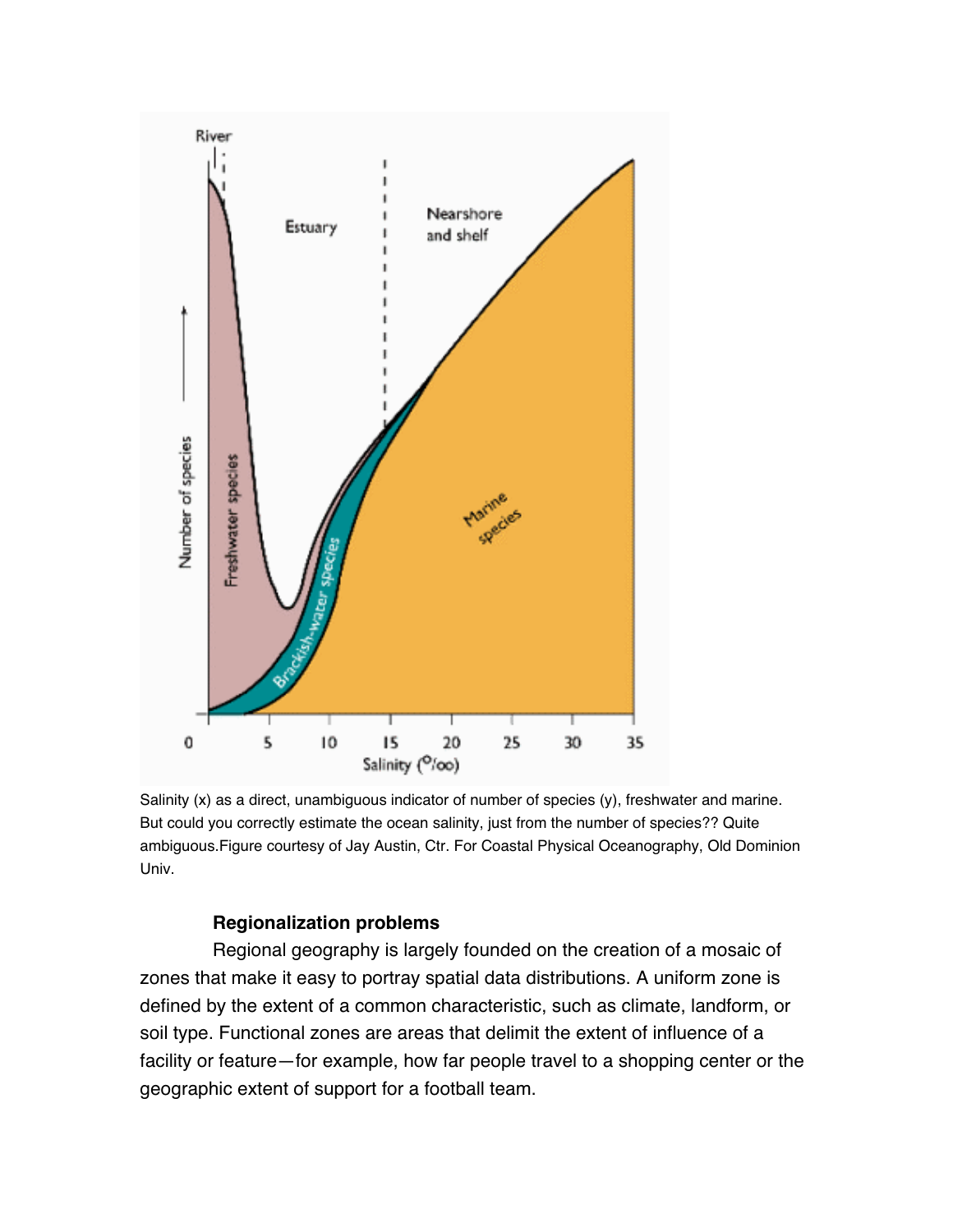Salinity (x) as a direct, unambiguous indicator of number of species (y), freshwater and marine. But could you correctly estimate the ocean salinity, just from the number of species?? Quite ambiguous.Figure courtesy of Jay Austin, Ctr. For Coastal Physical Oceanography, Old Dominion Univ.

### Regionalization problems

Regional geography is largely founded on the creation of a mosaic of zones that make it easy to portray spatial data distributions. A uniform zone is defined by the extent of a common characteristic, such as climate, landform, or soil type. Functional zones are areas that delimit the extent of influence of a facility or feature—for example, how far people travel to a shopping center or the geographic extent of support for a football team.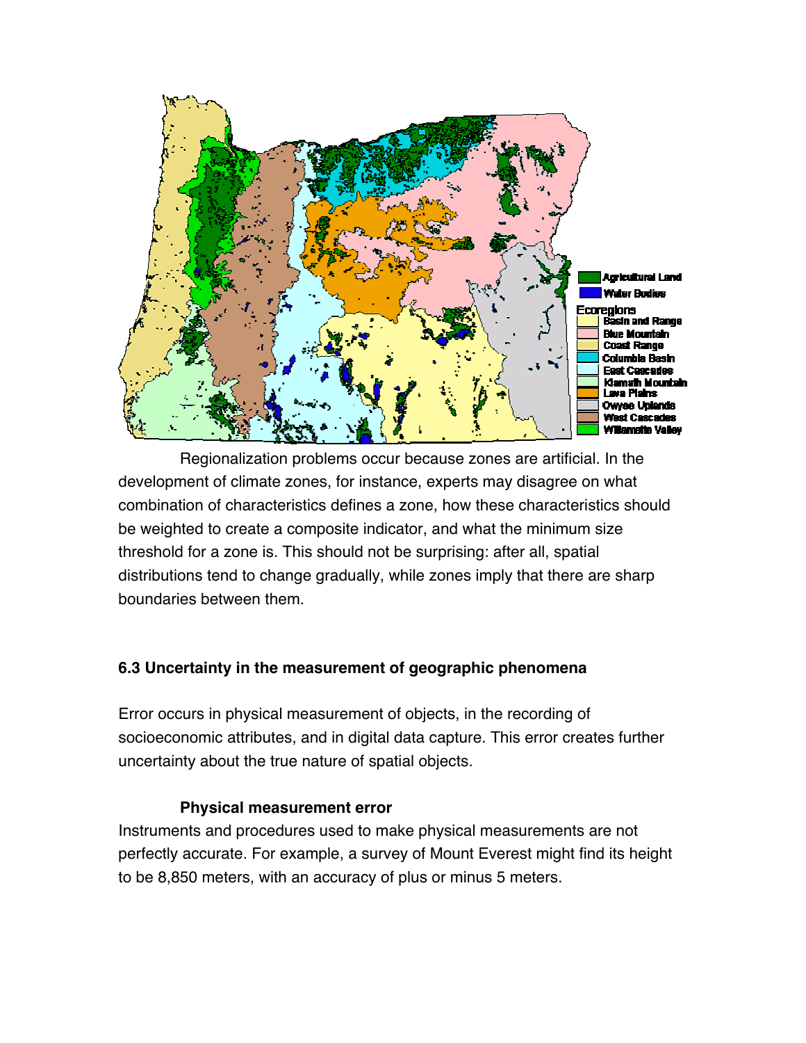Regionalization problems occur because zones are artificial. In the development of climate zones, for instance, experts may disagree on what combination of characteristics defines a zone, how these characteristics should be weighted to create a composite indicator, and what the minimum size threshold for a zone is. This should not be surprising: after all, spatial distributions tend to change gradually, while zones imply that there are sharp boundaries between them.

### 6.3 Uncertainty in the measurement of geographic phenomena

Error occurs in physical measurement of objects, in the recording of socioeconomic attributes, and in digital data capture. This error creates further uncertainty about the true nature of spatial objects.

#### Physical measurement error

Instruments and procedures used to make physical measurements are not perfectly accurate. For example, a survey of Mount Everest might find its height to be 8,850 meters, with an accuracy of plus or minus 5 meters.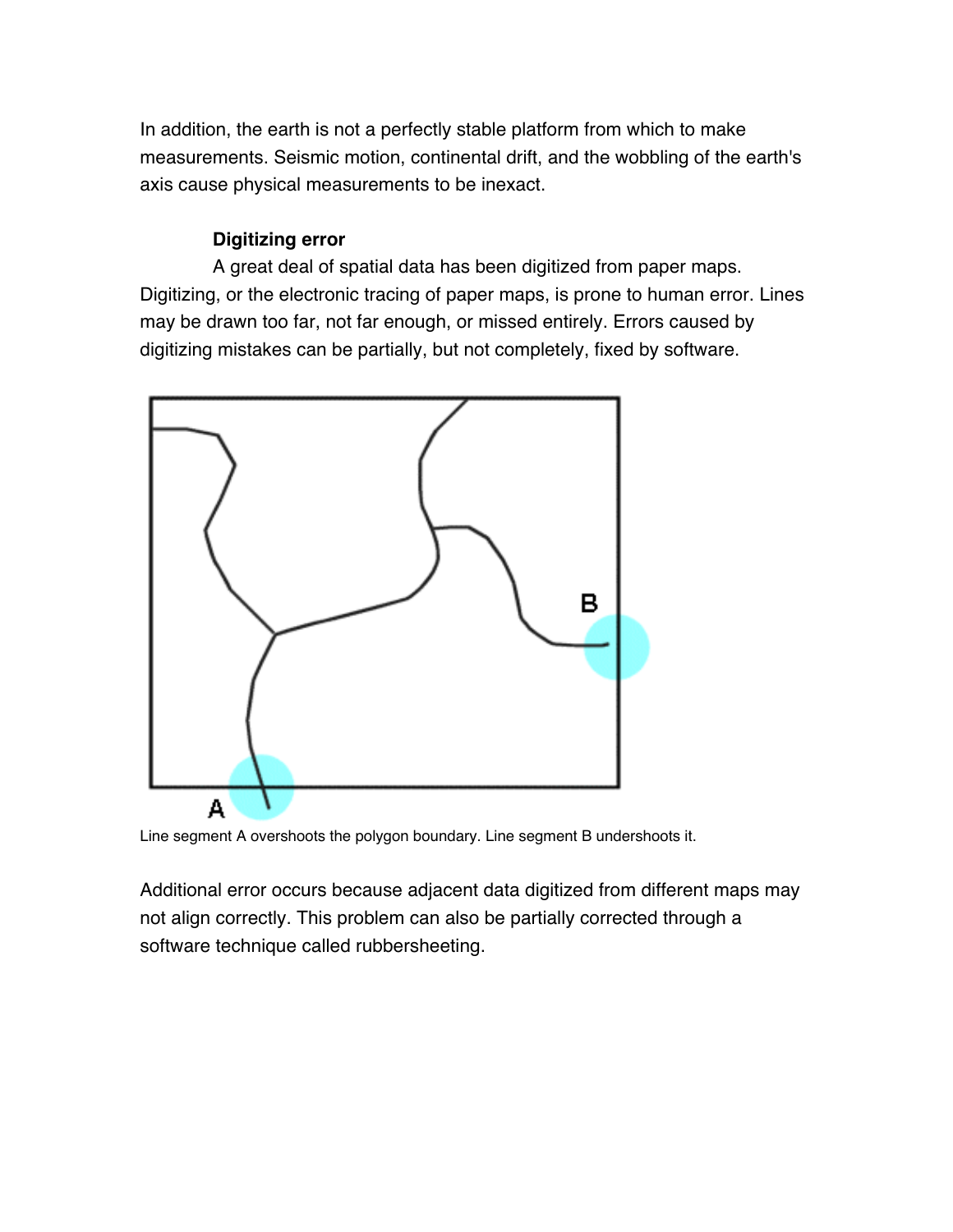In addition, the earth is not a perfectly stable platform from which to make measurements. Seismic motion, continental drift, and the wobbling of the earth's axis cause physical measurements to be inexact.

### Digitizing error

A great deal of spatial data has been digitized from paper maps. Digitizing, or the electronic tracing of paper maps, is prone to human error. Lines may be drawn too far, not far enough, or missed entirely. Errors caused by digitizing mistakes can be partially, but not completely, fixed by software.

Line segment A overshoots the polygon boundary. Line segment B undershoots it.

Additional error occurs because adjacent data digitized from different maps may not align correctly. This problem can also be partially corrected through a software technique called rubbersheeting.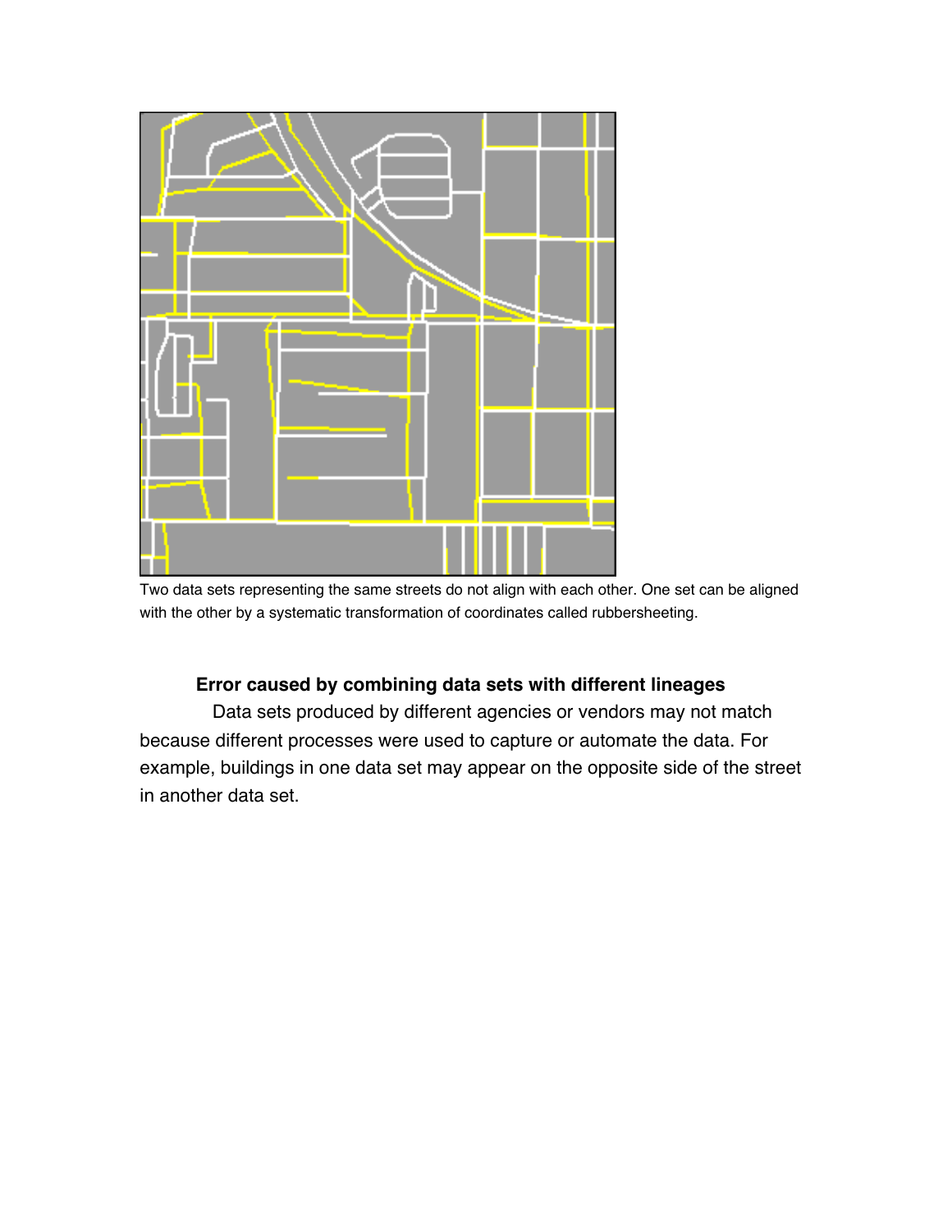Two data sets representing the same streets do not align with each other. One set can be aligned with the other by a systematic transformation of coordinates called rubbersheeting.

### Error caused by combining data sets with different lineages

Data sets produced by different agencies or vendors may not match because different processes were used to capture or automate the data. For example, buildings in one data set may appear on the opposite side of the street in another data set.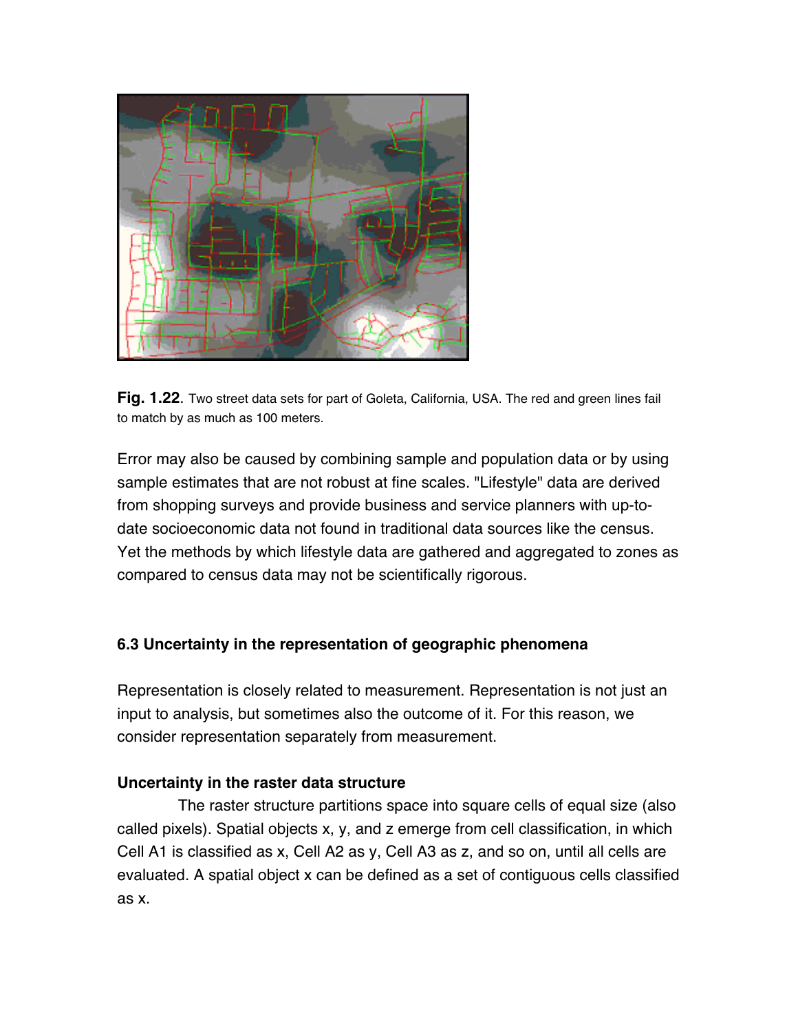**Fig. 1.22**. Two street data sets for part of Goleta, California, USA. The red and green lines fail to match by as much as 100 meters.

Error may also be caused by combining sample and population data or by using sample estimates that are not robust at fine scales. "Lifestyle" data are derived from shopping surveys and provide business and service planners with up-to-date socioeconomic data not found in traditional data sources like the census. Yet the methods by which lifestyle data are gathered and aggregated to zones as compared to census data may not be scientifically rigorous.

### 6.3 Uncertainty in the representation of geographic phenomena

Representation is closely related to measurement. Representation is not just an input to analysis, but sometimes also the outcome of it. For this reason, we consider representation separately from measurement.

#### Uncertainty in the raster data structure

The raster structure partitions space into square cells of equal size (also called pixels). Spatial objects x, y, and z emerge from cell classification, in which Cell A1 is classified as x, Cell A2 as y, Cell A3 as z, and so on, until all cells are evaluated. A spatial object x can be defined as a set of contiguous cells classified as x.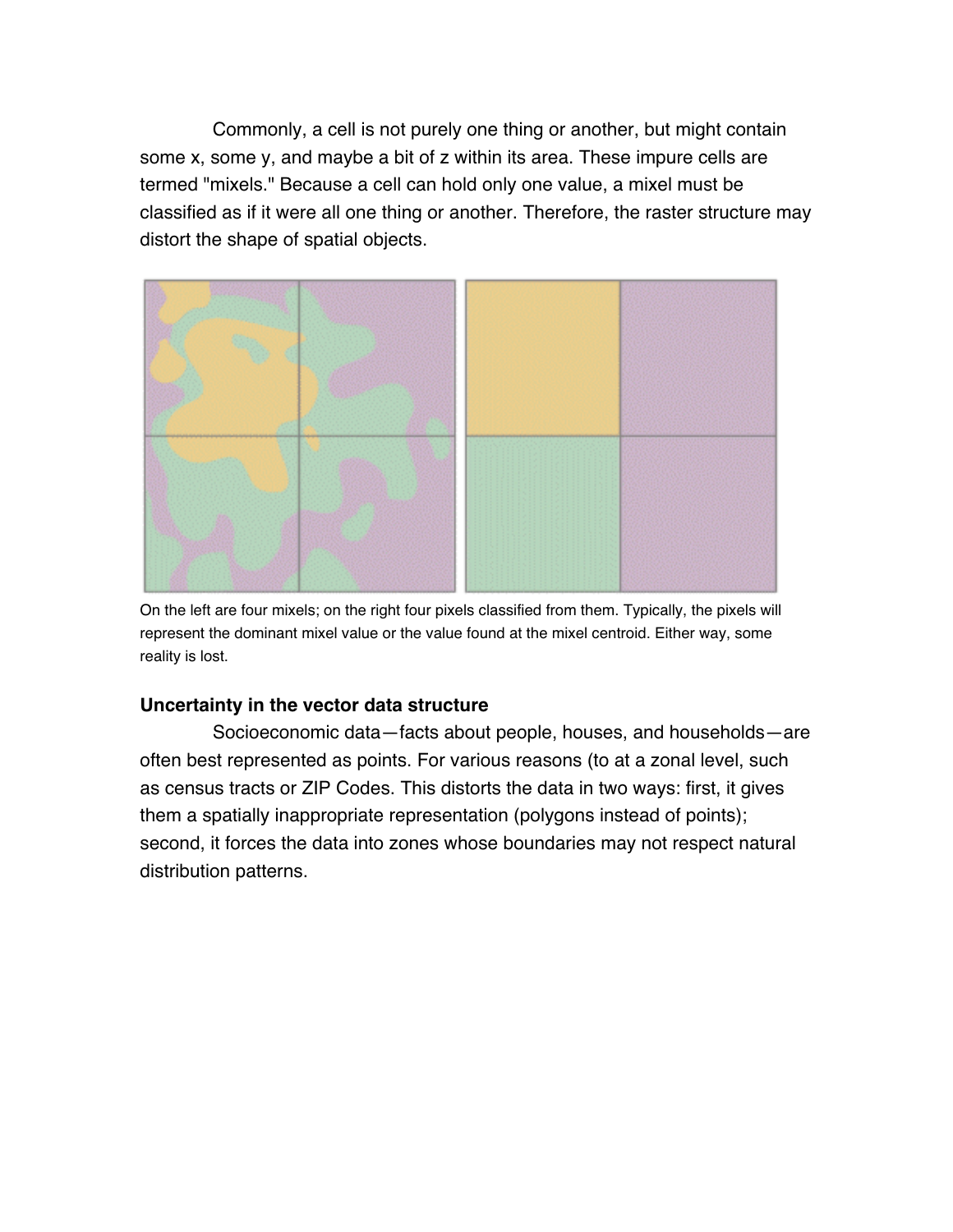Commonly, a cell is not purely one thing or another, but might contain some x, some y, and maybe a bit of z within its area. These impure cells are termed "mixels." Because a cell can hold only one value, a mixel must be classified as if it were all one thing or another. Therefore, the raster structure may distort the shape of spatial objects.

On the left are four mixels; on the right four pixels classified from them. Typically, the pixels will represent the dominant mixel value or the value found at the mixel centroid. Either way, some reality is lost.

**Uncertainty in the vector data structure**

Socioeconomic data—facts about people, houses, and households—are often best represented as points. For various reasons (to at a zonal level, such as census tracts or ZIP Codes. This distorts the data in two ways: first, it gives them a spatially inappropriate representation (polygons instead of points); second, it forces the data into zones whose boundaries may not respect natural distribution patterns.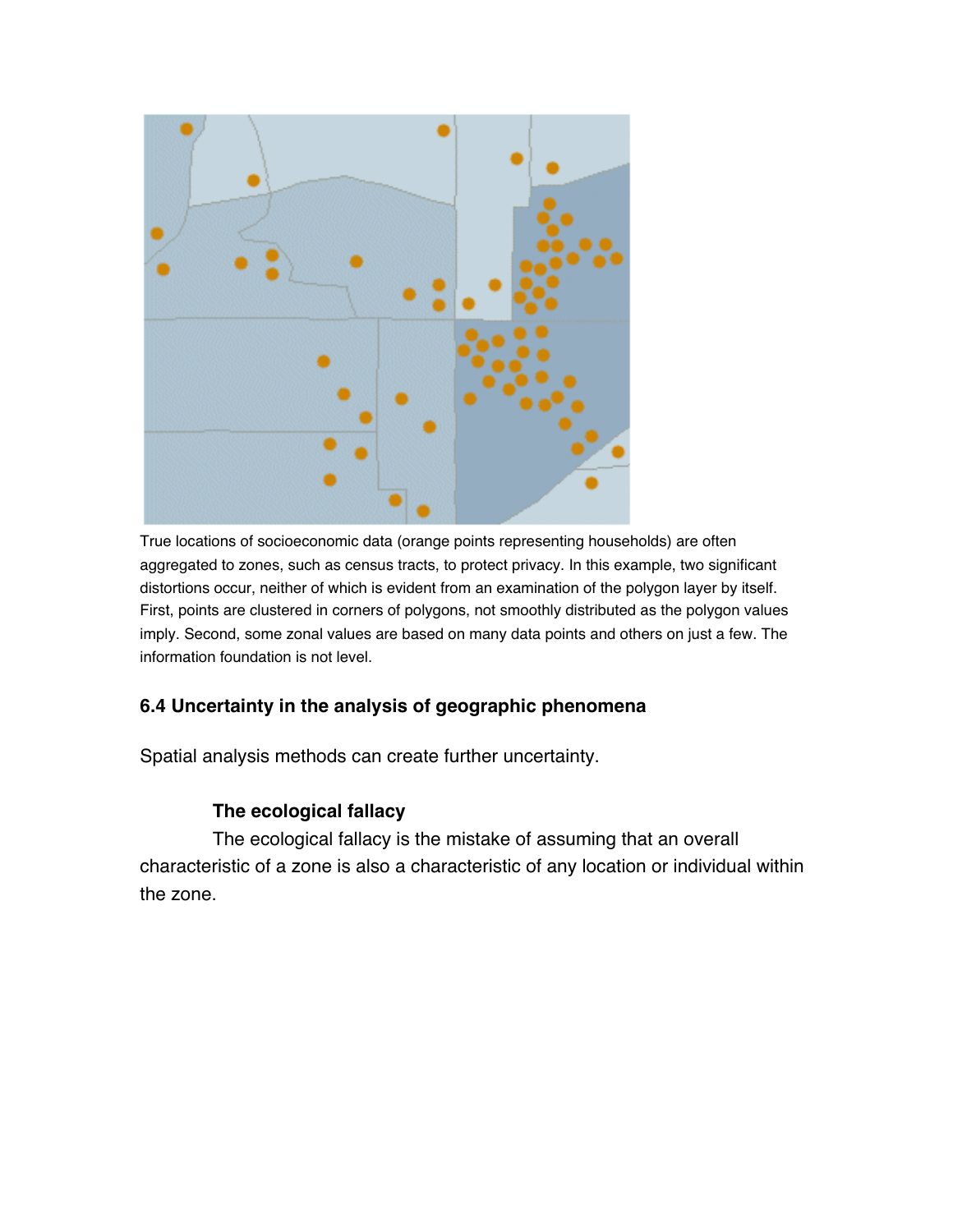True locations of socioeconomic data (orange points representing households) are often aggregated to zones, such as census tracts, to protect privacy. In this example, two significant distortions occur, neither of which is evident from an examination of the polygon layer by itself. First, points are clustered in corners of polygons, not smoothly distributed as the polygon values imply. Second, some zonal values are based on many data points and others on just a few. The information foundation is not level.

## 6.4 Uncertainty in the analysis of geographic phenomena

Spatial analysis methods can create further uncertainty.

### The ecological fallacy

The ecological fallacy is the mistake of assuming that an overall characteristic of a zone is also a characteristic of any location or individual within the zone.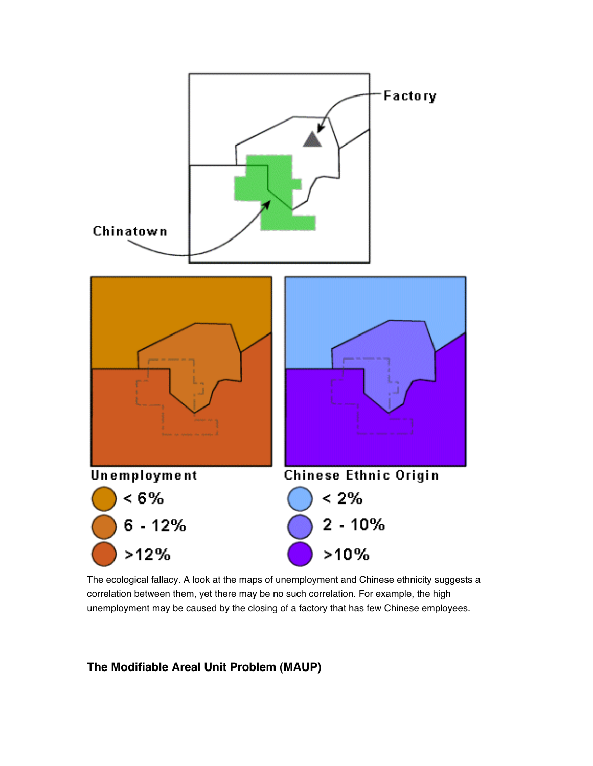The ecological fallacy. A look at the maps of unemployment and Chinese ethnicity suggests a correlation between them, yet there may be no such correlation. For example, the high unemployment may be caused by the closing of a factory that has few Chinese employees.

### The Modifiable Areal Unit Problem (MAUP)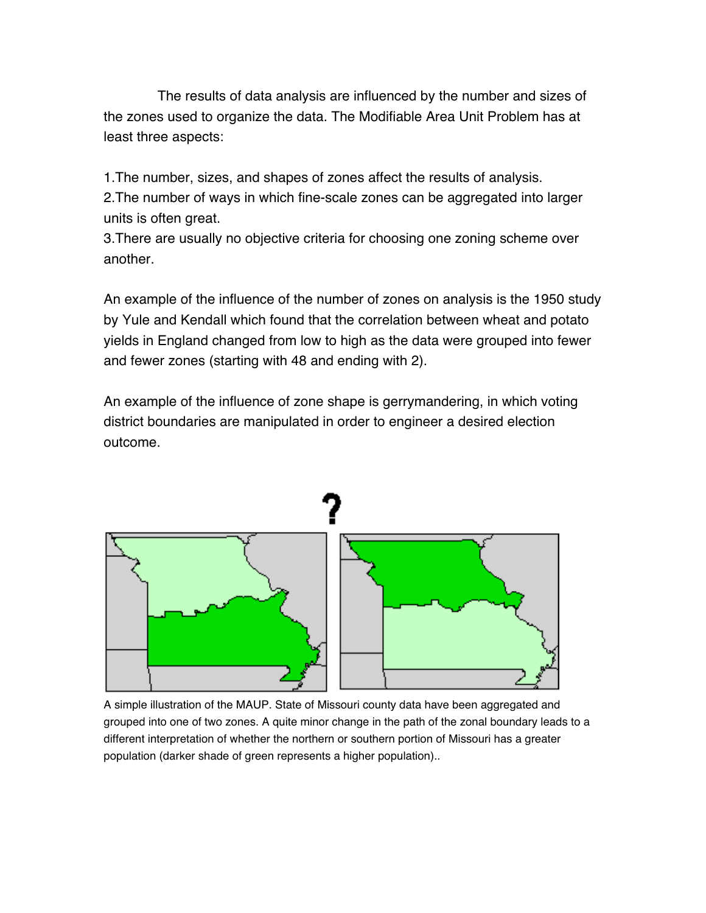The results of data analysis are influenced by the number and sizes of the zones used to organize the data. The Modifiable Area Unit Problem has at least three aspects:

1. The number, sizes, and shapes of zones affect the results of analysis.
2. The number of ways in which fine-scale zones can be aggregated into larger units is often great.
3. There are usually no objective criteria for choosing one zoning scheme over another.

An example of the influence of the number of zones on analysis is the 1950 study by Yule and Kendall which found that the correlation between wheat and potato yields in England changed from low to high as the data were grouped into fewer and fewer zones (starting with 48 and ending with 2).

An example of the influence of zone shape is gerrymandering, in which voting district boundaries are manipulated in order to engineer a desired election outcome.

A simple illustration of the MAUP. State of Missouri county data have been aggregated and grouped into one of two zones. A quite minor change in the path of the zonal boundary leads to a different interpretation of whether the northern or southern portion of Missouri has a greater population (darker shade of green represents a higher population)..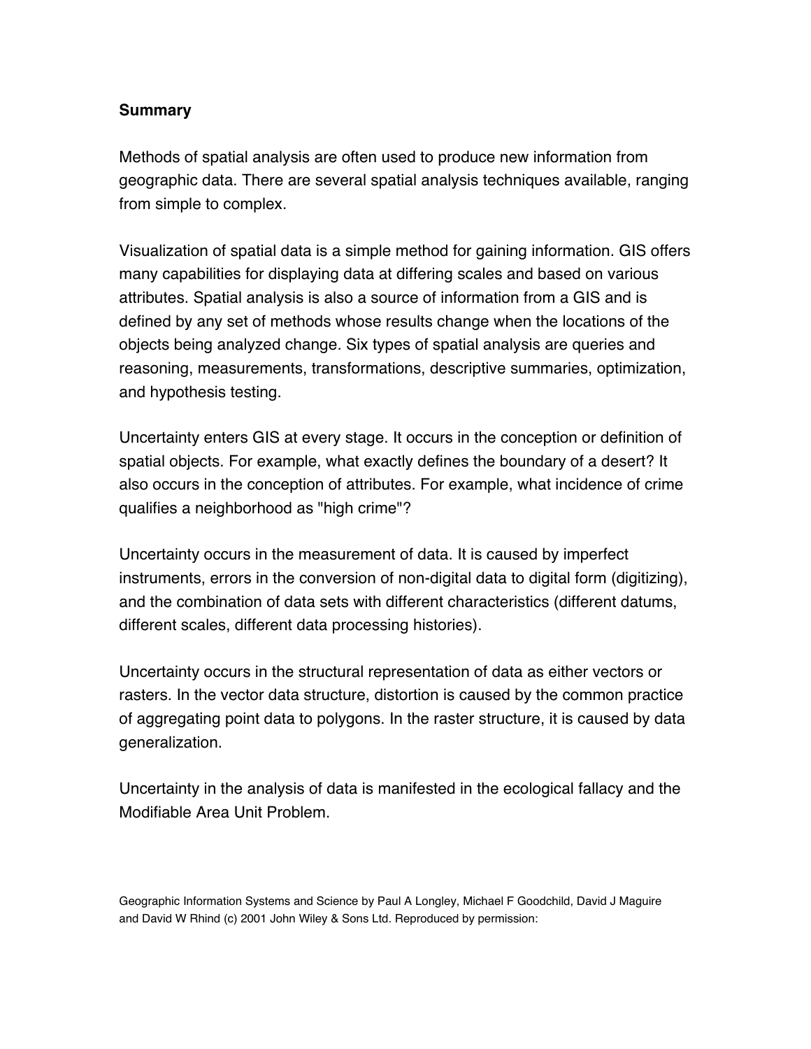**Summary**

Methods of spatial analysis are often used to produce new information from geographic data. There are several spatial analysis techniques available, ranging from simple to complex.

Visualization of spatial data is a simple method for gaining information. GIS offers many capabilities for displaying data at differing scales and based on various attributes. Spatial analysis is also a source of information from a GIS and is defined by any set of methods whose results change when the locations of the objects being analyzed change. Six types of spatial analysis are queries and reasoning, measurements, transformations, descriptive summaries, optimization, and hypothesis testing.

Uncertainty enters GIS at every stage. It occurs in the conception or definition of spatial objects. For example, what exactly defines the boundary of a desert? It also occurs in the conception of attributes. For example, what incidence of crime qualifies a neighborhood as "high crime"?

Uncertainty occurs in the measurement of data. It is caused by imperfect instruments, errors in the conversion of non-digital data to digital form (digitizing), and the combination of data sets with different characteristics (different datums, different scales, different data processing histories).

Uncertainty occurs in the structural representation of data as either vectors or rasters. In the vector data structure, distortion is caused by the common practice of aggregating point data to polygons. In the raster structure, it is caused by data generalization.

Uncertainty in the analysis of data is manifested in the ecological fallacy and the Modifiable Area Unit Problem.

Geographic Information Systems and Science by Paul A Longley, Michael F Goodchild, David J Maguire and David W Rhind (c) 2001 John Wiley & Sons Ltd. Reproduced by permission: